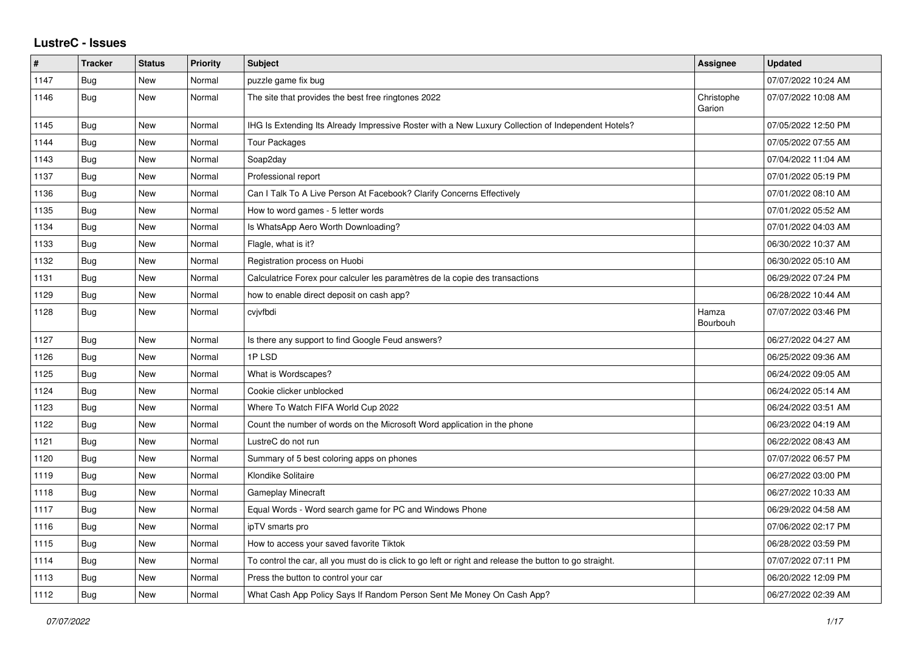# LustreC - Issues

| # | Tracker | Status | Priority | Subject | Assignee | Updated |
|---|---|---|---|---|---|---|
| 1147 | Bug | New | Normal | puzzle game fix bug | | 07/07/2022 10:24 AM |
| 1146 | Bug | New | Normal | The site that provides the best free ringtones 2022 | Christophe Garion | 07/07/2022 10:08 AM |
| 1145 | Bug | New | Normal | IHG Is Extending Its Already Impressive Roster with a New Luxury Collection of Independent Hotels? | | 07/05/2022 12:50 PM |
| 1144 | Bug | New | Normal | Tour Packages | | 07/05/2022 07:55 AM |
| 1143 | Bug | New | Normal | Soap2day | | 07/04/2022 11:04 AM |
| 1137 | Bug | New | Normal | Professional report | | 07/01/2022 05:19 PM |
| 1136 | Bug | New | Normal | Can I Talk To A Live Person At Facebook? Clarify Concerns Effectively | | 07/01/2022 08:10 AM |
| 1135 | Bug | New | Normal | How to word games - 5 letter words | | 07/01/2022 05:52 AM |
| 1134 | Bug | New | Normal | Is WhatsApp Aero Worth Downloading? | | 07/01/2022 04:03 AM |
| 1133 | Bug | New | Normal | Flagle, what is it? | | 06/30/2022 10:37 AM |
| 1132 | Bug | New | Normal | Registration process on Huobi | | 06/30/2022 05:10 AM |
| 1131 | Bug | New | Normal | Calculatrice Forex pour calculer les paramètres de la copie des transactions | | 06/29/2022 07:24 PM |
| 1129 | Bug | New | Normal | how to enable direct deposit on cash app? | | 06/28/2022 10:44 AM |
| 1128 | Bug | New | Normal | cvjvfbdi | Hamza Bourbouh | 07/07/2022 03:46 PM |
| 1127 | Bug | New | Normal | Is there any support to find Google Feud answers? | | 06/27/2022 04:27 AM |
| 1126 | Bug | New | Normal | 1P LSD | | 06/25/2022 09:36 AM |
| 1125 | Bug | New | Normal | What is Wordscapes? | | 06/24/2022 09:05 AM |
| 1124 | Bug | New | Normal | Cookie clicker unblocked | | 06/24/2022 05:14 AM |
| 1123 | Bug | New | Normal | Where To Watch FIFA World Cup 2022 | | 06/24/2022 03:51 AM |
| 1122 | Bug | New | Normal | Count the number of words on the Microsoft Word application in the phone | | 06/23/2022 04:19 AM |
| 1121 | Bug | New | Normal | LustreC do not run | | 06/22/2022 08:43 AM |
| 1120 | Bug | New | Normal | Summary of 5 best coloring apps on phones | | 07/07/2022 06:57 PM |
| 1119 | Bug | New | Normal | Klondike Solitaire | | 06/27/2022 03:00 PM |
| 1118 | Bug | New | Normal | Gameplay Minecraft | | 06/27/2022 10:33 AM |
| 1117 | Bug | New | Normal | Equal Words - Word search game for PC and Windows Phone | | 06/29/2022 04:58 AM |
| 1116 | Bug | New | Normal | ipTV smarts pro | | 07/06/2022 02:17 PM |
| 1115 | Bug | New | Normal | How to access your saved favorite Tiktok | | 06/28/2022 03:59 PM |
| 1114 | Bug | New | Normal | To control the car, all you must do is click to go left or right and release the button to go straight. | | 07/07/2022 07:11 PM |
| 1113 | Bug | New | Normal | Press the button to control your car | | 06/20/2022 12:09 PM |
| 1112 | Bug | New | Normal | What Cash App Policy Says If Random Person Sent Me Money On Cash App? | | 06/27/2022 02:39 AM |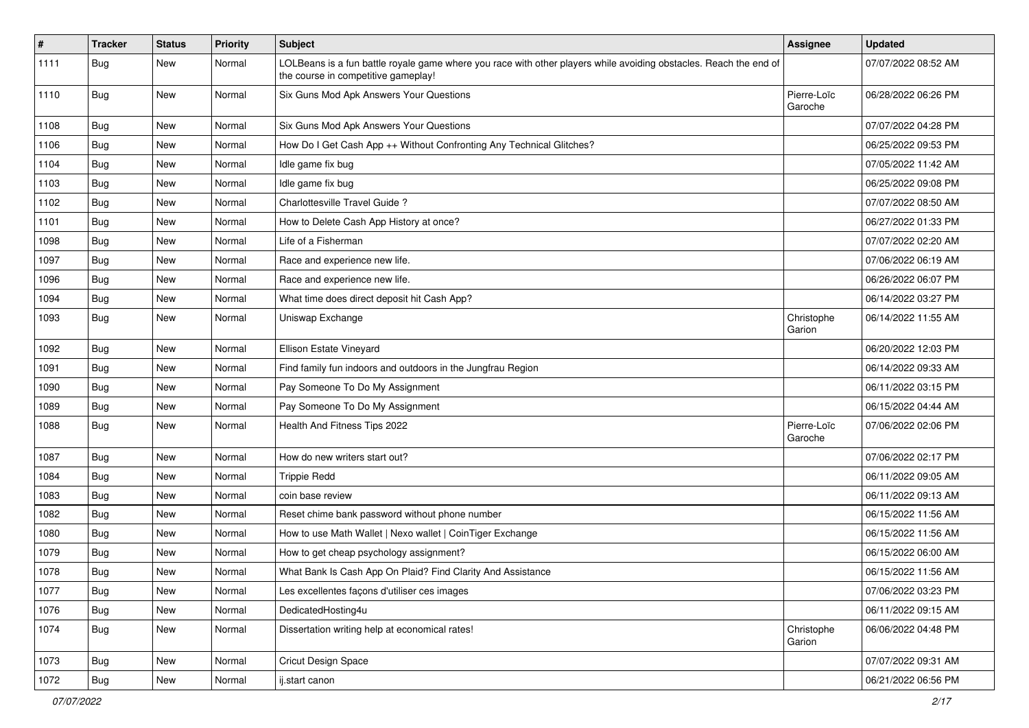| # | Tracker | Status | Priority | Subject | Assignee | Updated |
|---|---|---|---|---|---|---|
| 1111 | Bug | New | Normal | LOLBeans is a fun battle royale game where you race with other players while avoiding obstacles. Reach the end of the course in competitive gameplay! | | 07/07/2022 08:52 AM |
| 1110 | Bug | New | Normal | Six Guns Mod Apk Answers Your Questions | Pierre-Loïc Garoche | 06/28/2022 06:26 PM |
| 1108 | Bug | New | Normal | Six Guns Mod Apk Answers Your Questions | | 07/07/2022 04:28 PM |
| 1106 | Bug | New | Normal | How Do I Get Cash App ++ Without Confronting Any Technical Glitches? | | 06/25/2022 09:53 PM |
| 1104 | Bug | New | Normal | Idle game fix bug | | 07/05/2022 11:42 AM |
| 1103 | Bug | New | Normal | Idle game fix bug | | 06/25/2022 09:08 PM |
| 1102 | Bug | New | Normal | Charlottesville Travel Guide ? | | 07/07/2022 08:50 AM |
| 1101 | Bug | New | Normal | How to Delete Cash App History at once? | | 06/27/2022 01:33 PM |
| 1098 | Bug | New | Normal | Life of a Fisherman | | 07/07/2022 02:20 AM |
| 1097 | Bug | New | Normal | Race and experience new life. | | 07/06/2022 06:19 AM |
| 1096 | Bug | New | Normal | Race and experience new life. | | 06/26/2022 06:07 PM |
| 1094 | Bug | New | Normal | What time does direct deposit hit Cash App? | | 06/14/2022 03:27 PM |
| 1093 | Bug | New | Normal | Uniswap Exchange | Christophe Garion | 06/14/2022 11:55 AM |
| 1092 | Bug | New | Normal | Ellison Estate Vineyard | | 06/20/2022 12:03 PM |
| 1091 | Bug | New | Normal | Find family fun indoors and outdoors in the Jungfrau Region | | 06/14/2022 09:33 AM |
| 1090 | Bug | New | Normal | Pay Someone To Do My Assignment | | 06/11/2022 03:15 PM |
| 1089 | Bug | New | Normal | Pay Someone To Do My Assignment | | 06/15/2022 04:44 AM |
| 1088 | Bug | New | Normal | Health And Fitness Tips 2022 | Pierre-Loïc Garoche | 07/06/2022 02:06 PM |
| 1087 | Bug | New | Normal | How do new writers start out? | | 07/06/2022 02:17 PM |
| 1084 | Bug | New | Normal | Trippie Redd | | 06/11/2022 09:05 AM |
| 1083 | Bug | New | Normal | coin base review | | 06/11/2022 09:13 AM |
| 1082 | Bug | New | Normal | Reset chime bank password without phone number | | 06/15/2022 11:56 AM |
| 1080 | Bug | New | Normal | How to use Math Wallet \| Nexo wallet \| CoinTiger Exchange | | 06/15/2022 11:56 AM |
| 1079 | Bug | New | Normal | How to get cheap psychology assignment? | | 06/15/2022 06:00 AM |
| 1078 | Bug | New | Normal | What Bank Is Cash App On Plaid? Find Clarity And Assistance | | 06/15/2022 11:56 AM |
| 1077 | Bug | New | Normal | Les excellentes façons d'utiliser ces images | | 07/06/2022 03:23 PM |
| 1076 | Bug | New | Normal | DedicatedHosting4u | | 06/11/2022 09:15 AM |
| 1074 | Bug | New | Normal | Dissertation writing help at economical rates! | Christophe Garion | 06/06/2022 04:48 PM |
| 1073 | Bug | New | Normal | Cricut Design Space | | 07/07/2022 09:31 AM |
| 1072 | Bug | New | Normal | ij.start canon | | 06/21/2022 06:56 PM |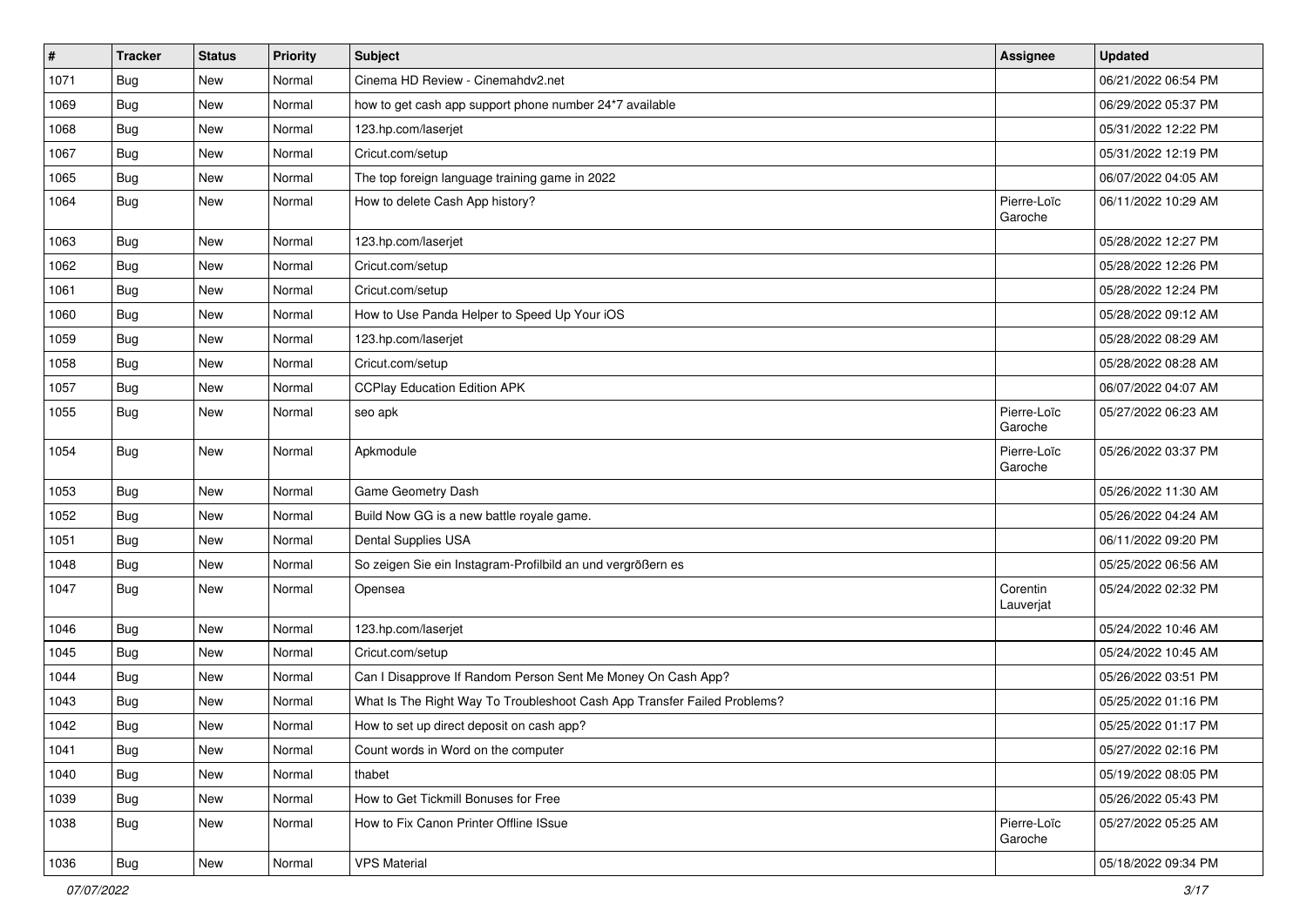| # | Tracker | Status | Priority | Subject | Assignee | Updated |
|---|---|---|---|---|---|---|
| 1071 | Bug | New | Normal | Cinema HD Review - Cinemahdv2.net | | 06/21/2022 06:54 PM |
| 1069 | Bug | New | Normal | how to get cash app support phone number 24*7 available | | 06/29/2022 05:37 PM |
| 1068 | Bug | New | Normal | 123.hp.com/laserjet | | 05/31/2022 12:22 PM |
| 1067 | Bug | New | Normal | Cricut.com/setup | | 05/31/2022 12:19 PM |
| 1065 | Bug | New | Normal | The top foreign language training game in 2022 | | 06/07/2022 04:05 AM |
| 1064 | Bug | New | Normal | How to delete Cash App history? | Pierre-Loïc Garoche | 06/11/2022 10:29 AM |
| 1063 | Bug | New | Normal | 123.hp.com/laserjet | | 05/28/2022 12:27 PM |
| 1062 | Bug | New | Normal | Cricut.com/setup | | 05/28/2022 12:26 PM |
| 1061 | Bug | New | Normal | Cricut.com/setup | | 05/28/2022 12:24 PM |
| 1060 | Bug | New | Normal | How to Use Panda Helper to Speed Up Your iOS | | 05/28/2022 09:12 AM |
| 1059 | Bug | New | Normal | 123.hp.com/laserjet | | 05/28/2022 08:29 AM |
| 1058 | Bug | New | Normal | Cricut.com/setup | | 05/28/2022 08:28 AM |
| 1057 | Bug | New | Normal | CCPlay Education Edition APK | | 06/07/2022 04:07 AM |
| 1055 | Bug | New | Normal | seo apk | Pierre-Loïc Garoche | 05/27/2022 06:23 AM |
| 1054 | Bug | New | Normal | Apkmodule | Pierre-Loïc Garoche | 05/26/2022 03:37 PM |
| 1053 | Bug | New | Normal | Game Geometry Dash | | 05/26/2022 11:30 AM |
| 1052 | Bug | New | Normal | Build Now GG is a new battle royale game. | | 05/26/2022 04:24 AM |
| 1051 | Bug | New | Normal | Dental Supplies USA | | 06/11/2022 09:20 PM |
| 1048 | Bug | New | Normal | So zeigen Sie ein Instagram-Profilbild an und vergrößern es | | 05/25/2022 06:56 AM |
| 1047 | Bug | New | Normal | Opensea | Corentin Lauverjat | 05/24/2022 02:32 PM |
| 1046 | Bug | New | Normal | 123.hp.com/laserjet | | 05/24/2022 10:46 AM |
| 1045 | Bug | New | Normal | Cricut.com/setup | | 05/24/2022 10:45 AM |
| 1044 | Bug | New | Normal | Can I Disapprove If Random Person Sent Me Money On Cash App? | | 05/26/2022 03:51 PM |
| 1043 | Bug | New | Normal | What Is The Right Way To Troubleshoot Cash App Transfer Failed Problems? | | 05/25/2022 01:16 PM |
| 1042 | Bug | New | Normal | How to set up direct deposit on cash app? | | 05/25/2022 01:17 PM |
| 1041 | Bug | New | Normal | Count words in Word on the computer | | 05/27/2022 02:16 PM |
| 1040 | Bug | New | Normal | thabet | | 05/19/2022 08:05 PM |
| 1039 | Bug | New | Normal | How to Get Tickmill Bonuses for Free | | 05/26/2022 05:43 PM |
| 1038 | Bug | New | Normal | How to Fix Canon Printer Offline ISsue | Pierre-Loïc Garoche | 05/27/2022 05:25 AM |
| 1036 | Bug | New | Normal | VPS Material | | 05/18/2022 09:34 PM |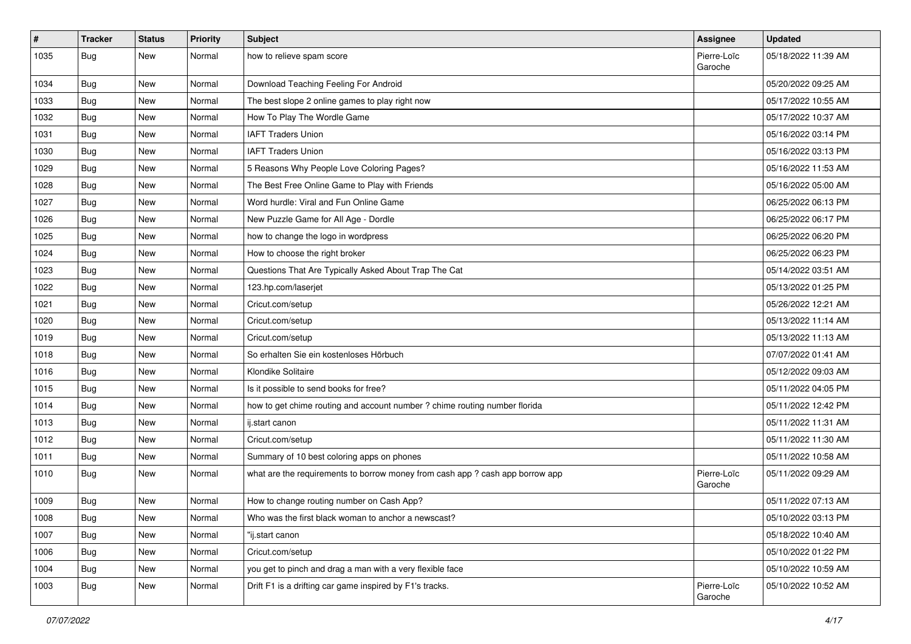| # | Tracker | Status | Priority | Subject | Assignee | Updated |
|---|---|---|---|---|---|---|
| 1035 | Bug | New | Normal | how to relieve spam score | Pierre-Loïc Garoche | 05/18/2022 11:39 AM |
| 1034 | Bug | New | Normal | Download Teaching Feeling For Android | | 05/20/2022 09:25 AM |
| 1033 | Bug | New | Normal | The best slope 2 online games to play right now | | 05/17/2022 10:55 AM |
| 1032 | Bug | New | Normal | How To Play The Wordle Game | | 05/17/2022 10:37 AM |
| 1031 | Bug | New | Normal | IAFT Traders Union | | 05/16/2022 03:14 PM |
| 1030 | Bug | New | Normal | IAFT Traders Union | | 05/16/2022 03:13 PM |
| 1029 | Bug | New | Normal | 5 Reasons Why People Love Coloring Pages? | | 05/16/2022 11:53 AM |
| 1028 | Bug | New | Normal | The Best Free Online Game to Play with Friends | | 05/16/2022 05:00 AM |
| 1027 | Bug | New | Normal | Word hurdle: Viral and Fun Online Game | | 06/25/2022 06:13 PM |
| 1026 | Bug | New | Normal | New Puzzle Game for All Age - Dordle | | 06/25/2022 06:17 PM |
| 1025 | Bug | New | Normal | how to change the logo in wordpress | | 06/25/2022 06:20 PM |
| 1024 | Bug | New | Normal | How to choose the right broker | | 06/25/2022 06:23 PM |
| 1023 | Bug | New | Normal | Questions That Are Typically Asked About Trap The Cat | | 05/14/2022 03:51 AM |
| 1022 | Bug | New | Normal | 123.hp.com/laserjet | | 05/13/2022 01:25 PM |
| 1021 | Bug | New | Normal | Cricut.com/setup | | 05/26/2022 12:21 AM |
| 1020 | Bug | New | Normal | Cricut.com/setup | | 05/13/2022 11:14 AM |
| 1019 | Bug | New | Normal | Cricut.com/setup | | 05/13/2022 11:13 AM |
| 1018 | Bug | New | Normal | So erhalten Sie ein kostenloses Hörbuch | | 07/07/2022 01:41 AM |
| 1016 | Bug | New | Normal | Klondike Solitaire | | 05/12/2022 09:03 AM |
| 1015 | Bug | New | Normal | Is it possible to send books for free? | | 05/11/2022 04:05 PM |
| 1014 | Bug | New | Normal | how to get chime routing and account number ? chime routing number florida | | 05/11/2022 12:42 PM |
| 1013 | Bug | New | Normal | ij.start canon | | 05/11/2022 11:31 AM |
| 1012 | Bug | New | Normal | Cricut.com/setup | | 05/11/2022 11:30 AM |
| 1011 | Bug | New | Normal | Summary of 10 best coloring apps on phones | | 05/11/2022 10:58 AM |
| 1010 | Bug | New | Normal | what are the requirements to borrow money from cash app ? cash app borrow app | Pierre-Loïc Garoche | 05/11/2022 09:29 AM |
| 1009 | Bug | New | Normal | How to change routing number on Cash App? | | 05/11/2022 07:13 AM |
| 1008 | Bug | New | Normal | Who was the first black woman to anchor a newscast? | | 05/10/2022 03:13 PM |
| 1007 | Bug | New | Normal | "ij.start canon | | 05/18/2022 10:40 AM |
| 1006 | Bug | New | Normal | Cricut.com/setup | | 05/10/2022 01:22 PM |
| 1004 | Bug | New | Normal | you get to pinch and drag a man with a very flexible face | | 05/10/2022 10:59 AM |
| 1003 | Bug | New | Normal | Drift F1 is a drifting car game inspired by F1's tracks. | Pierre-Loïc Garoche | 05/10/2022 10:52 AM |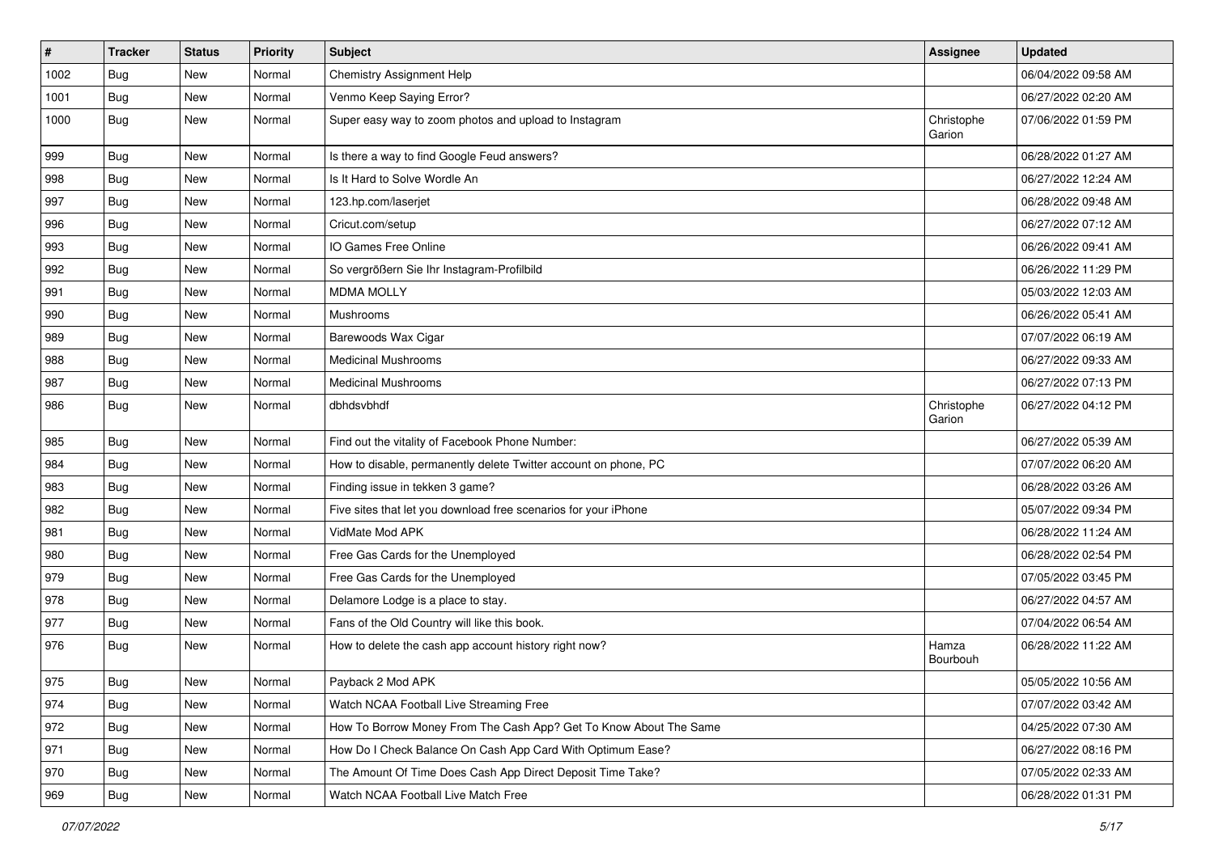| # | Tracker | Status | Priority | Subject | Assignee | Updated |
|---|---|---|---|---|---|---|
| 1002 | Bug | New | Normal | Chemistry Assignment Help | | 06/04/2022 09:58 AM |
| 1001 | Bug | New | Normal | Venmo Keep Saying Error? | | 06/27/2022 02:20 AM |
| 1000 | Bug | New | Normal | Super easy way to zoom photos and upload to Instagram | Christophe Garion | 07/06/2022 01:59 PM |
| 999 | Bug | New | Normal | Is there a way to find Google Feud answers? | | 06/28/2022 01:27 AM |
| 998 | Bug | New | Normal | Is It Hard to Solve Wordle An | | 06/27/2022 12:24 AM |
| 997 | Bug | New | Normal | 123.hp.com/laserjet | | 06/28/2022 09:48 AM |
| 996 | Bug | New | Normal | Cricut.com/setup | | 06/27/2022 07:12 AM |
| 993 | Bug | New | Normal | IO Games Free Online | | 06/26/2022 09:41 AM |
| 992 | Bug | New | Normal | So vergrößern Sie Ihr Instagram-Profilbild | | 06/26/2022 11:29 PM |
| 991 | Bug | New | Normal | MDMA MOLLY | | 05/03/2022 12:03 AM |
| 990 | Bug | New | Normal | Mushrooms | | 06/26/2022 05:41 AM |
| 989 | Bug | New | Normal | Barewoods Wax Cigar | | 07/07/2022 06:19 AM |
| 988 | Bug | New | Normal | Medicinal Mushrooms | | 06/27/2022 09:33 AM |
| 987 | Bug | New | Normal | Medicinal Mushrooms | | 06/27/2022 07:13 PM |
| 986 | Bug | New | Normal | dbhdsvbhdf | Christophe Garion | 06/27/2022 04:12 PM |
| 985 | Bug | New | Normal | Find out the vitality of Facebook Phone Number: | | 06/27/2022 05:39 AM |
| 984 | Bug | New | Normal | How to disable, permanently delete Twitter account on phone, PC | | 07/07/2022 06:20 AM |
| 983 | Bug | New | Normal | Finding issue in tekken 3 game? | | 06/28/2022 03:26 AM |
| 982 | Bug | New | Normal | Five sites that let you download free scenarios for your iPhone | | 05/07/2022 09:34 PM |
| 981 | Bug | New | Normal | VidMate Mod APK | | 06/28/2022 11:24 AM |
| 980 | Bug | New | Normal | Free Gas Cards for the Unemployed | | 06/28/2022 02:54 PM |
| 979 | Bug | New | Normal | Free Gas Cards for the Unemployed | | 07/05/2022 03:45 PM |
| 978 | Bug | New | Normal | Delamore Lodge is a place to stay. | | 06/27/2022 04:57 AM |
| 977 | Bug | New | Normal | Fans of the Old Country will like this book. | | 07/04/2022 06:54 AM |
| 976 | Bug | New | Normal | How to delete the cash app account history right now? | Hamza Bourbouh | 06/28/2022 11:22 AM |
| 975 | Bug | New | Normal | Payback 2 Mod APK | | 05/05/2022 10:56 AM |
| 974 | Bug | New | Normal | Watch NCAA Football Live Streaming Free | | 07/07/2022 03:42 AM |
| 972 | Bug | New | Normal | How To Borrow Money From The Cash App? Get To Know About The Same | | 04/25/2022 07:30 AM |
| 971 | Bug | New | Normal | How Do I Check Balance On Cash App Card With Optimum Ease? | | 06/27/2022 08:16 PM |
| 970 | Bug | New | Normal | The Amount Of Time Does Cash App Direct Deposit Time Take? | | 07/05/2022 02:33 AM |
| 969 | Bug | New | Normal | Watch NCAA Football Live Match Free | | 06/28/2022 01:31 PM |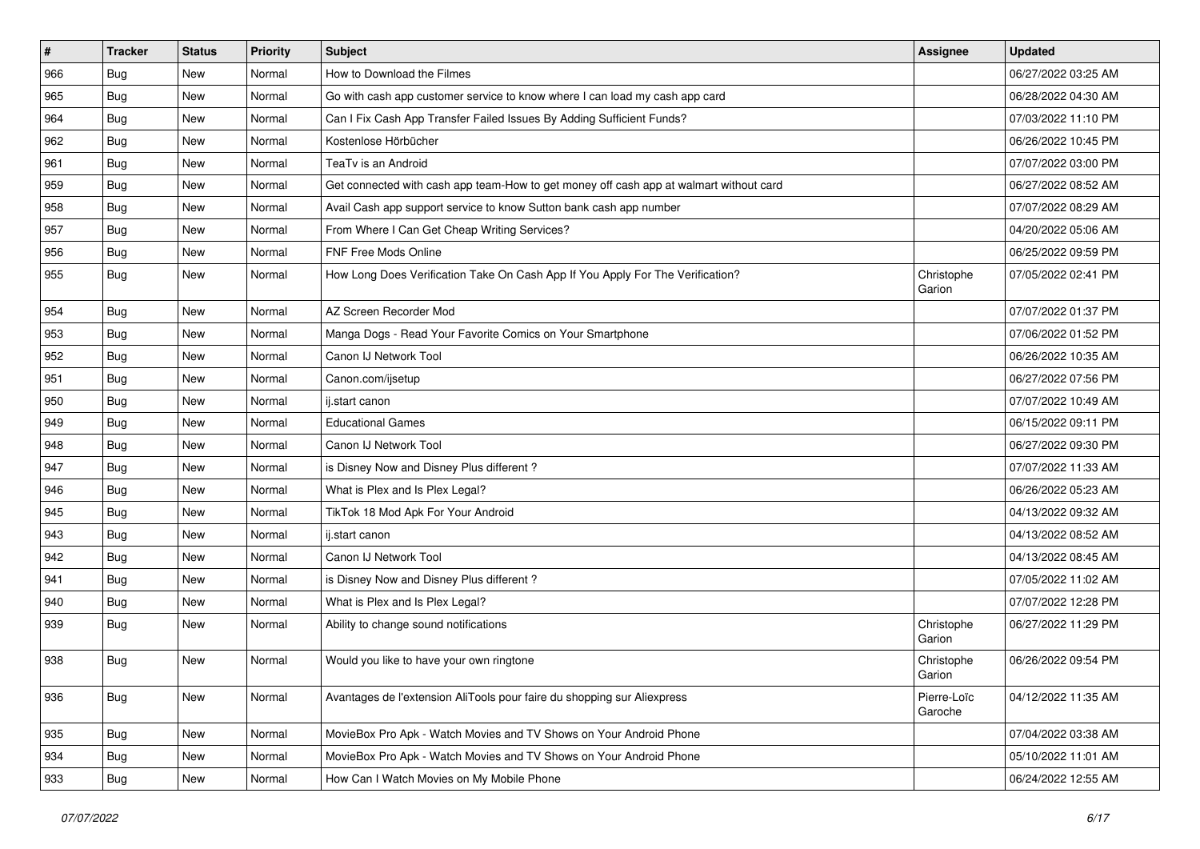| # | Tracker | Status | Priority | Subject | Assignee | Updated |
|---|---|---|---|---|---|---|
| 966 | Bug | New | Normal | How to Download the Filmes | | 06/27/2022 03:25 AM |
| 965 | Bug | New | Normal | Go with cash app customer service to know where I can load my cash app card | | 06/28/2022 04:30 AM |
| 964 | Bug | New | Normal | Can I Fix Cash App Transfer Failed Issues By Adding Sufficient Funds? | | 07/03/2022 11:10 PM |
| 962 | Bug | New | Normal | Kostenlose Hörbücher | | 06/26/2022 10:45 PM |
| 961 | Bug | New | Normal | TeaTv is an Android | | 07/07/2022 03:00 PM |
| 959 | Bug | New | Normal | Get connected with cash app team-How to get money off cash app at walmart without card | | 06/27/2022 08:52 AM |
| 958 | Bug | New | Normal | Avail Cash app support service to know Sutton bank cash app number | | 07/07/2022 08:29 AM |
| 957 | Bug | New | Normal | From Where I Can Get Cheap Writing Services? | | 04/20/2022 05:06 AM |
| 956 | Bug | New | Normal | FNF Free Mods Online | | 06/25/2022 09:59 PM |
| 955 | Bug | New | Normal | How Long Does Verification Take On Cash App If You Apply For The Verification? | Christophe Garion | 07/05/2022 02:41 PM |
| 954 | Bug | New | Normal | AZ Screen Recorder Mod | | 07/07/2022 01:37 PM |
| 953 | Bug | New | Normal | Manga Dogs - Read Your Favorite Comics on Your Smartphone | | 07/06/2022 01:52 PM |
| 952 | Bug | New | Normal | Canon IJ Network Tool | | 06/26/2022 10:35 AM |
| 951 | Bug | New | Normal | Canon.com/ijsetup | | 06/27/2022 07:56 PM |
| 950 | Bug | New | Normal | ij.start canon | | 07/07/2022 10:49 AM |
| 949 | Bug | New | Normal | Educational Games | | 06/15/2022 09:11 PM |
| 948 | Bug | New | Normal | Canon IJ Network Tool | | 06/27/2022 09:30 PM |
| 947 | Bug | New | Normal | is Disney Now and Disney Plus different ? | | 07/07/2022 11:33 AM |
| 946 | Bug | New | Normal | What is Plex and Is Plex Legal? | | 06/26/2022 05:23 AM |
| 945 | Bug | New | Normal | TikTok 18 Mod Apk For Your Android | | 04/13/2022 09:32 AM |
| 943 | Bug | New | Normal | ij.start canon | | 04/13/2022 08:52 AM |
| 942 | Bug | New | Normal | Canon IJ Network Tool | | 04/13/2022 08:45 AM |
| 941 | Bug | New | Normal | is Disney Now and Disney Plus different ? | | 07/05/2022 11:02 AM |
| 940 | Bug | New | Normal | What is Plex and Is Plex Legal? | | 07/07/2022 12:28 PM |
| 939 | Bug | New | Normal | Ability to change sound notifications | Christophe Garion | 06/27/2022 11:29 PM |
| 938 | Bug | New | Normal | Would you like to have your own ringtone | Christophe Garion | 06/26/2022 09:54 PM |
| 936 | Bug | New | Normal | Avantages de l'extension AliTools pour faire du shopping sur Aliexpress | Pierre-Loïc Garoche | 04/12/2022 11:35 AM |
| 935 | Bug | New | Normal | MovieBox Pro Apk - Watch Movies and TV Shows on Your Android Phone | | 07/04/2022 03:38 AM |
| 934 | Bug | New | Normal | MovieBox Pro Apk - Watch Movies and TV Shows on Your Android Phone | | 05/10/2022 11:01 AM |
| 933 | Bug | New | Normal | How Can I Watch Movies on My Mobile Phone | | 06/24/2022 12:55 AM |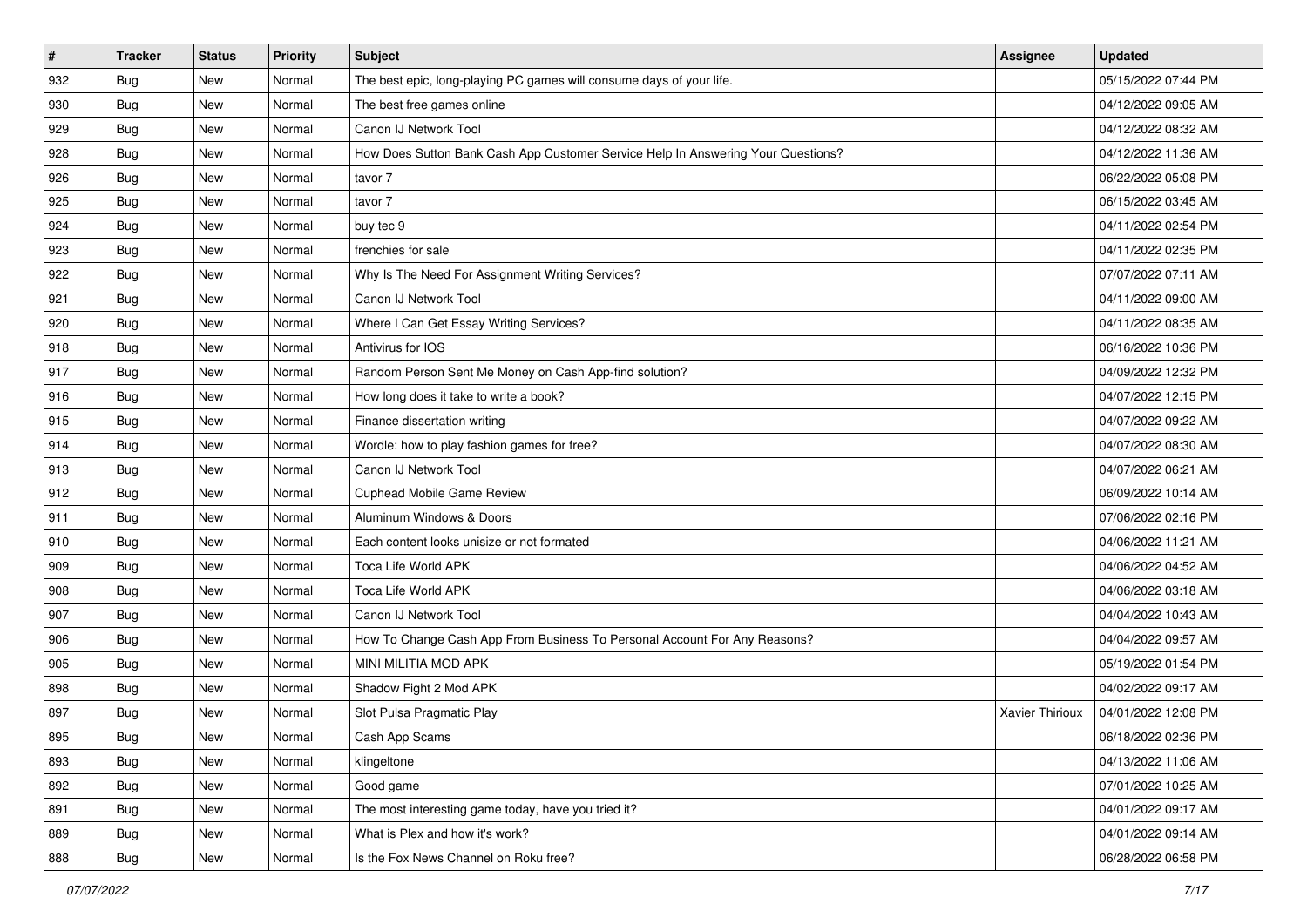| # | Tracker | Status | Priority | Subject | Assignee | Updated |
| --- | --- | --- | --- | --- | --- | --- |
| 932 | Bug | New | Normal | The best epic, long-playing PC games will consume days of your life. | | 05/15/2022 07:44 PM |
| 930 | Bug | New | Normal | The best free games online | | 04/12/2022 09:05 AM |
| 929 | Bug | New | Normal | Canon IJ Network Tool | | 04/12/2022 08:32 AM |
| 928 | Bug | New | Normal | How Does Sutton Bank Cash App Customer Service Help In Answering Your Questions? | | 04/12/2022 11:36 AM |
| 926 | Bug | New | Normal | tavor 7 | | 06/22/2022 05:08 PM |
| 925 | Bug | New | Normal | tavor 7 | | 06/15/2022 03:45 AM |
| 924 | Bug | New | Normal | buy tec 9 | | 04/11/2022 02:54 PM |
| 923 | Bug | New | Normal | frenchies for sale | | 04/11/2022 02:35 PM |
| 922 | Bug | New | Normal | Why Is The Need For Assignment Writing Services? | | 07/07/2022 07:11 AM |
| 921 | Bug | New | Normal | Canon IJ Network Tool | | 04/11/2022 09:00 AM |
| 920 | Bug | New | Normal | Where I Can Get Essay Writing Services? | | 04/11/2022 08:35 AM |
| 918 | Bug | New | Normal | Antivirus for IOS | | 06/16/2022 10:36 PM |
| 917 | Bug | New | Normal | Random Person Sent Me Money on Cash App-find solution? | | 04/09/2022 12:32 PM |
| 916 | Bug | New | Normal | How long does it take to write a book? | | 04/07/2022 12:15 PM |
| 915 | Bug | New | Normal | Finance dissertation writing | | 04/07/2022 09:22 AM |
| 914 | Bug | New | Normal | Wordle: how to play fashion games for free? | | 04/07/2022 08:30 AM |
| 913 | Bug | New | Normal | Canon IJ Network Tool | | 04/07/2022 06:21 AM |
| 912 | Bug | New | Normal | Cuphead Mobile Game Review | | 06/09/2022 10:14 AM |
| 911 | Bug | New | Normal | Aluminum Windows & Doors | | 07/06/2022 02:16 PM |
| 910 | Bug | New | Normal | Each content looks unisize or not formated | | 04/06/2022 11:21 AM |
| 909 | Bug | New | Normal | Toca Life World APK | | 04/06/2022 04:52 AM |
| 908 | Bug | New | Normal | Toca Life World APK | | 04/06/2022 03:18 AM |
| 907 | Bug | New | Normal | Canon IJ Network Tool | | 04/04/2022 10:43 AM |
| 906 | Bug | New | Normal | How To Change Cash App From Business To Personal Account For Any Reasons? | | 04/04/2022 09:57 AM |
| 905 | Bug | New | Normal | MINI MILITIA MOD APK | | 05/19/2022 01:54 PM |
| 898 | Bug | New | Normal | Shadow Fight 2 Mod APK | | 04/02/2022 09:17 AM |
| 897 | Bug | New | Normal | Slot Pulsa Pragmatic Play | Xavier Thirioux | 04/01/2022 12:08 PM |
| 895 | Bug | New | Normal | Cash App Scams | | 06/18/2022 02:36 PM |
| 893 | Bug | New | Normal | klingeltone | | 04/13/2022 11:06 AM |
| 892 | Bug | New | Normal | Good game | | 07/01/2022 10:25 AM |
| 891 | Bug | New | Normal | The most interesting game today, have you tried it? | | 04/01/2022 09:17 AM |
| 889 | Bug | New | Normal | What is Plex and how it's work? | | 04/01/2022 09:14 AM |
| 888 | Bug | New | Normal | Is the Fox News Channel on Roku free? | | 06/28/2022 06:58 PM |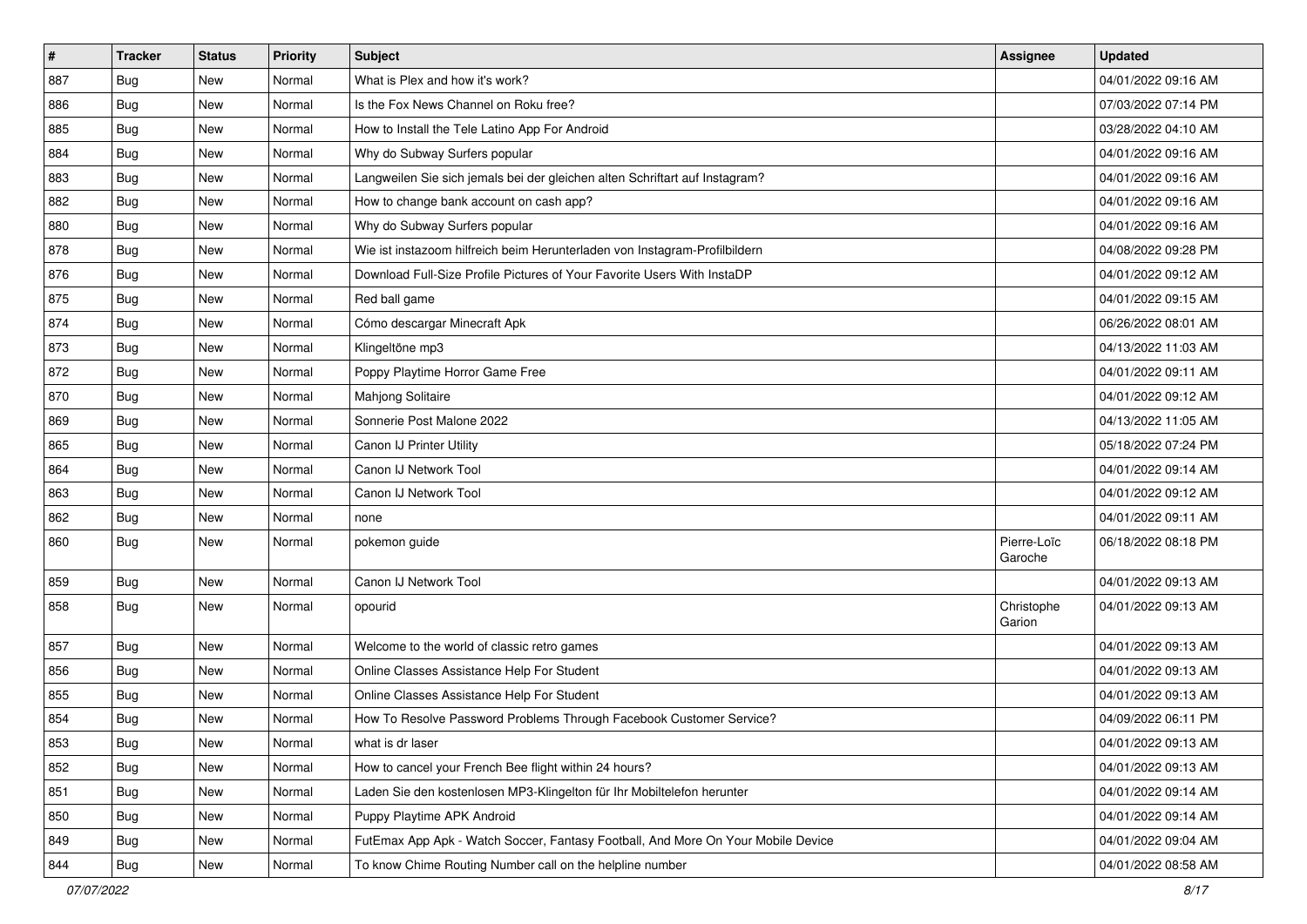| # | Tracker | Status | Priority | Subject | Assignee | Updated |
|---|---|---|---|---|---|---|
| 887 | Bug | New | Normal | What is Plex and how it's work? | | 04/01/2022 09:16 AM |
| 886 | Bug | New | Normal | Is the Fox News Channel on Roku free? | | 07/03/2022 07:14 PM |
| 885 | Bug | New | Normal | How to Install the Tele Latino App For Android | | 03/28/2022 04:10 AM |
| 884 | Bug | New | Normal | Why do Subway Surfers popular | | 04/01/2022 09:16 AM |
| 883 | Bug | New | Normal | Langweilen Sie sich jemals bei der gleichen alten Schriftart auf Instagram? | | 04/01/2022 09:16 AM |
| 882 | Bug | New | Normal | How to change bank account on cash app? | | 04/01/2022 09:16 AM |
| 880 | Bug | New | Normal | Why do Subway Surfers popular | | 04/01/2022 09:16 AM |
| 878 | Bug | New | Normal | Wie ist instazoom hilfreich beim Herunterladen von Instagram-Profilbildern | | 04/08/2022 09:28 PM |
| 876 | Bug | New | Normal | Download Full-Size Profile Pictures of Your Favorite Users With InstaDP | | 04/01/2022 09:12 AM |
| 875 | Bug | New | Normal | Red ball game | | 04/01/2022 09:15 AM |
| 874 | Bug | New | Normal | Cómo descargar Minecraft Apk | | 06/26/2022 08:01 AM |
| 873 | Bug | New | Normal | Klingeltöne mp3 | | 04/13/2022 11:03 AM |
| 872 | Bug | New | Normal | Poppy Playtime Horror Game Free | | 04/01/2022 09:11 AM |
| 870 | Bug | New | Normal | Mahjong Solitaire | | 04/01/2022 09:12 AM |
| 869 | Bug | New | Normal | Sonnerie Post Malone 2022 | | 04/13/2022 11:05 AM |
| 865 | Bug | New | Normal | Canon IJ Printer Utility | | 05/18/2022 07:24 PM |
| 864 | Bug | New | Normal | Canon IJ Network Tool | | 04/01/2022 09:14 AM |
| 863 | Bug | New | Normal | Canon IJ Network Tool | | 04/01/2022 09:12 AM |
| 862 | Bug | New | Normal | none | | 04/01/2022 09:11 AM |
| 860 | Bug | New | Normal | pokemon guide | Pierre-Loïc Garoche | 06/18/2022 08:18 PM |
| 859 | Bug | New | Normal | Canon IJ Network Tool | | 04/01/2022 09:13 AM |
| 858 | Bug | New | Normal | opourid | Christophe Garion | 04/01/2022 09:13 AM |
| 857 | Bug | New | Normal | Welcome to the world of classic retro games | | 04/01/2022 09:13 AM |
| 856 | Bug | New | Normal | Online Classes Assistance Help For Student | | 04/01/2022 09:13 AM |
| 855 | Bug | New | Normal | Online Classes Assistance Help For Student | | 04/01/2022 09:13 AM |
| 854 | Bug | New | Normal | How To Resolve Password Problems Through Facebook Customer Service? | | 04/09/2022 06:11 PM |
| 853 | Bug | New | Normal | what is dr laser | | 04/01/2022 09:13 AM |
| 852 | Bug | New | Normal | How to cancel your French Bee flight within 24 hours? | | 04/01/2022 09:13 AM |
| 851 | Bug | New | Normal | Laden Sie den kostenlosen MP3-Klingelton für Ihr Mobiltelefon herunter | | 04/01/2022 09:14 AM |
| 850 | Bug | New | Normal | Puppy Playtime APK Android | | 04/01/2022 09:14 AM |
| 849 | Bug | New | Normal | FutEmax App Apk - Watch Soccer, Fantasy Football, And More On Your Mobile Device | | 04/01/2022 09:04 AM |
| 844 | Bug | New | Normal | To know Chime Routing Number call on the helpline number | | 04/01/2022 08:58 AM |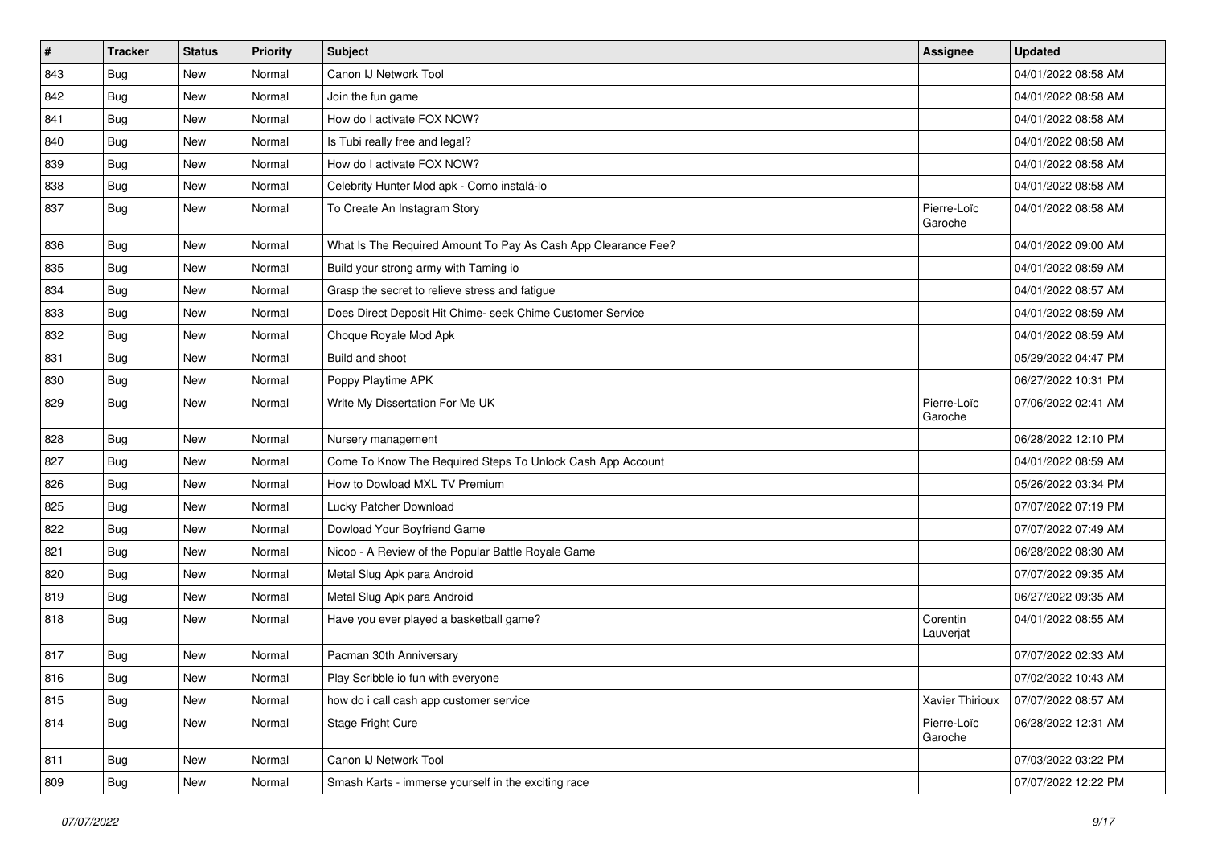| # | Tracker | Status | Priority | Subject | Assignee | Updated |
|---|---|---|---|---|---|---|
| 843 | Bug | New | Normal | Canon IJ Network Tool | | 04/01/2022 08:58 AM |
| 842 | Bug | New | Normal | Join the fun game | | 04/01/2022 08:58 AM |
| 841 | Bug | New | Normal | How do I activate FOX NOW? | | 04/01/2022 08:58 AM |
| 840 | Bug | New | Normal | Is Tubi really free and legal? | | 04/01/2022 08:58 AM |
| 839 | Bug | New | Normal | How do I activate FOX NOW? | | 04/01/2022 08:58 AM |
| 838 | Bug | New | Normal | Celebrity Hunter Mod apk - Como instalá-lo | | 04/01/2022 08:58 AM |
| 837 | Bug | New | Normal | To Create An Instagram Story | Pierre-Loïc Garoche | 04/01/2022 08:58 AM |
| 836 | Bug | New | Normal | What Is The Required Amount To Pay As Cash App Clearance Fee? | | 04/01/2022 09:00 AM |
| 835 | Bug | New | Normal | Build your strong army with Taming io | | 04/01/2022 08:59 AM |
| 834 | Bug | New | Normal | Grasp the secret to relieve stress and fatigue | | 04/01/2022 08:57 AM |
| 833 | Bug | New | Normal | Does Direct Deposit Hit Chime- seek Chime Customer Service | | 04/01/2022 08:59 AM |
| 832 | Bug | New | Normal | Choque Royale Mod Apk | | 04/01/2022 08:59 AM |
| 831 | Bug | New | Normal | Build and shoot | | 05/29/2022 04:47 PM |
| 830 | Bug | New | Normal | Poppy Playtime APK | | 06/27/2022 10:31 PM |
| 829 | Bug | New | Normal | Write My Dissertation For Me UK | Pierre-Loïc Garoche | 07/06/2022 02:41 AM |
| 828 | Bug | New | Normal | Nursery management | | 06/28/2022 12:10 PM |
| 827 | Bug | New | Normal | Come To Know The Required Steps To Unlock Cash App Account | | 04/01/2022 08:59 AM |
| 826 | Bug | New | Normal | How to Dowload MXL TV Premium | | 05/26/2022 03:34 PM |
| 825 | Bug | New | Normal | Lucky Patcher Download | | 07/07/2022 07:19 PM |
| 822 | Bug | New | Normal | Dowload Your Boyfriend Game | | 07/07/2022 07:49 AM |
| 821 | Bug | New | Normal | Nicoo - A Review of the Popular Battle Royale Game | | 06/28/2022 08:30 AM |
| 820 | Bug | New | Normal | Metal Slug Apk para Android | | 07/07/2022 09:35 AM |
| 819 | Bug | New | Normal | Metal Slug Apk para Android | | 06/27/2022 09:35 AM |
| 818 | Bug | New | Normal | Have you ever played a basketball game? | Corentin Lauverjat | 04/01/2022 08:55 AM |
| 817 | Bug | New | Normal | Pacman 30th Anniversary | | 07/07/2022 02:33 AM |
| 816 | Bug | New | Normal | Play Scribble io fun with everyone | | 07/02/2022 10:43 AM |
| 815 | Bug | New | Normal | how do i call cash app customer service | Xavier Thirioux | 07/07/2022 08:57 AM |
| 814 | Bug | New | Normal | Stage Fright Cure | Pierre-Loïc Garoche | 06/28/2022 12:31 AM |
| 811 | Bug | New | Normal | Canon IJ Network Tool | | 07/03/2022 03:22 PM |
| 809 | Bug | New | Normal | Smash Karts - immerse yourself in the exciting race | | 07/07/2022 12:22 PM |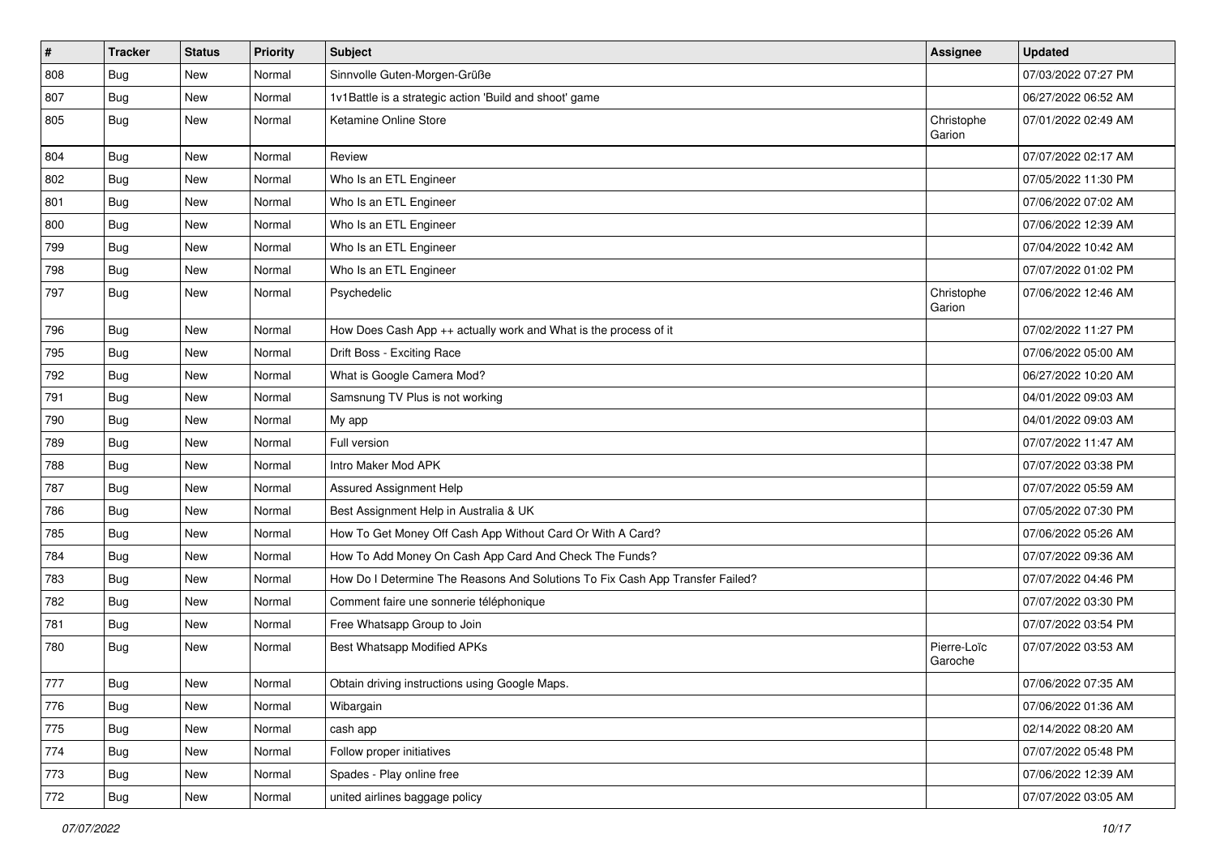| # | Tracker | Status | Priority | Subject | Assignee | Updated |
|---|---|---|---|---|---|---|
| 808 | Bug | New | Normal | Sinnvolle Guten-Morgen-Grüße | | 07/03/2022 07:27 PM |
| 807 | Bug | New | Normal | 1v1Battle is a strategic action 'Build and shoot' game | | 06/27/2022 06:52 AM |
| 805 | Bug | New | Normal | Ketamine Online Store | Christophe Garion | 07/01/2022 02:49 AM |
| 804 | Bug | New | Normal | Review | | 07/07/2022 02:17 AM |
| 802 | Bug | New | Normal | Who Is an ETL Engineer | | 07/05/2022 11:30 PM |
| 801 | Bug | New | Normal | Who Is an ETL Engineer | | 07/06/2022 07:02 AM |
| 800 | Bug | New | Normal | Who Is an ETL Engineer | | 07/06/2022 12:39 AM |
| 799 | Bug | New | Normal | Who Is an ETL Engineer | | 07/04/2022 10:42 AM |
| 798 | Bug | New | Normal | Who Is an ETL Engineer | | 07/07/2022 01:02 PM |
| 797 | Bug | New | Normal | Psychedelic | Christophe Garion | 07/06/2022 12:46 AM |
| 796 | Bug | New | Normal | How Does Cash App ++ actually work and What is the process of it | | 07/02/2022 11:27 PM |
| 795 | Bug | New | Normal | Drift Boss - Exciting Race | | 07/06/2022 05:00 AM |
| 792 | Bug | New | Normal | What is Google Camera Mod? | | 06/27/2022 10:20 AM |
| 791 | Bug | New | Normal | Samsnung TV Plus is not working | | 04/01/2022 09:03 AM |
| 790 | Bug | New | Normal | My app | | 04/01/2022 09:03 AM |
| 789 | Bug | New | Normal | Full version | | 07/07/2022 11:47 AM |
| 788 | Bug | New | Normal | Intro Maker Mod APK | | 07/07/2022 03:38 PM |
| 787 | Bug | New | Normal | Assured Assignment Help | | 07/07/2022 05:59 AM |
| 786 | Bug | New | Normal | Best Assignment Help in Australia & UK | | 07/05/2022 07:30 PM |
| 785 | Bug | New | Normal | How To Get Money Off Cash App Without Card Or With A Card? | | 07/06/2022 05:26 AM |
| 784 | Bug | New | Normal | How To Add Money On Cash App Card And Check The Funds? | | 07/07/2022 09:36 AM |
| 783 | Bug | New | Normal | How Do I Determine The Reasons And Solutions To Fix Cash App Transfer Failed? | | 07/07/2022 04:46 PM |
| 782 | Bug | New | Normal | Comment faire une sonnerie téléphonique | | 07/07/2022 03:30 PM |
| 781 | Bug | New | Normal | Free Whatsapp Group to Join | | 07/07/2022 03:54 PM |
| 780 | Bug | New | Normal | Best Whatsapp Modified APKs | Pierre-Loïc Garoche | 07/07/2022 03:53 AM |
| 777 | Bug | New | Normal | Obtain driving instructions using Google Maps. | | 07/06/2022 07:35 AM |
| 776 | Bug | New | Normal | Wibargain | | 07/06/2022 01:36 AM |
| 775 | Bug | New | Normal | cash app | | 02/14/2022 08:20 AM |
| 774 | Bug | New | Normal | Follow proper initiatives | | 07/07/2022 05:48 PM |
| 773 | Bug | New | Normal | Spades - Play online free | | 07/06/2022 12:39 AM |
| 772 | Bug | New | Normal | united airlines baggage policy | | 07/07/2022 03:05 AM |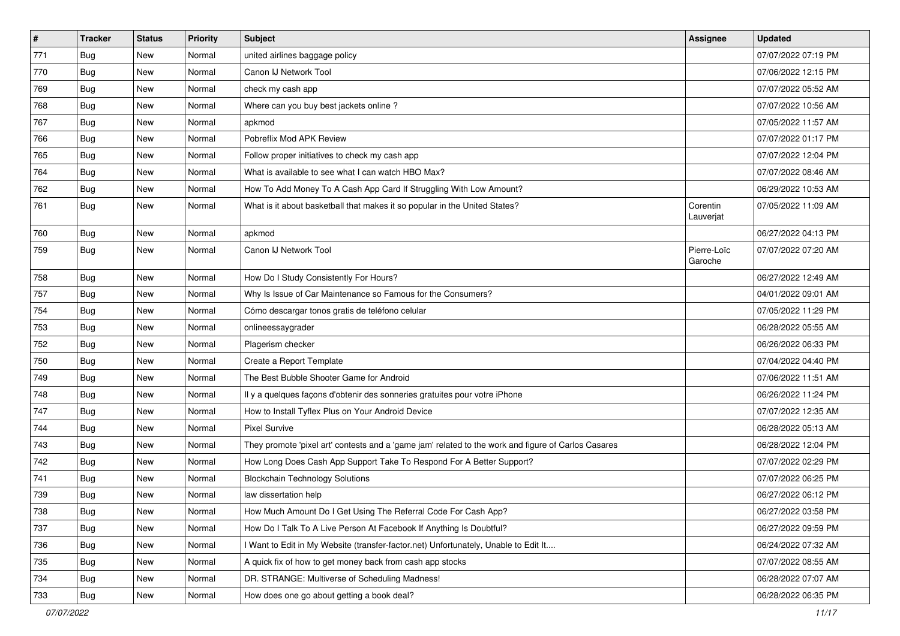| # | Tracker | Status | Priority | Subject | Assignee | Updated |
|---|---|---|---|---|---|---|
| 771 | Bug | New | Normal | united airlines baggage policy | | 07/07/2022 07:19 PM |
| 770 | Bug | New | Normal | Canon IJ Network Tool | | 07/06/2022 12:15 PM |
| 769 | Bug | New | Normal | check my cash app | | 07/07/2022 05:52 AM |
| 768 | Bug | New | Normal | Where can you buy best jackets online ? | | 07/07/2022 10:56 AM |
| 767 | Bug | New | Normal | apkmod | | 07/05/2022 11:57 AM |
| 766 | Bug | New | Normal | Pobreflix Mod APK Review | | 07/07/2022 01:17 PM |
| 765 | Bug | New | Normal | Follow proper initiatives to check my cash app | | 07/07/2022 12:04 PM |
| 764 | Bug | New | Normal | What is available to see what I can watch HBO Max? | | 07/07/2022 08:46 AM |
| 762 | Bug | New | Normal | How To Add Money To A Cash App Card If Struggling With Low Amount? | | 06/29/2022 10:53 AM |
| 761 | Bug | New | Normal | What is it about basketball that makes it so popular in the United States? | Corentin Lauverjat | 07/05/2022 11:09 AM |
| 760 | Bug | New | Normal | apkmod | | 06/27/2022 04:13 PM |
| 759 | Bug | New | Normal | Canon IJ Network Tool | Pierre-Loïc Garoche | 07/07/2022 07:20 AM |
| 758 | Bug | New | Normal | How Do I Study Consistently For Hours? | | 06/27/2022 12:49 AM |
| 757 | Bug | New | Normal | Why Is Issue of Car Maintenance so Famous for the Consumers? | | 04/01/2022 09:01 AM |
| 754 | Bug | New | Normal | Cómo descargar tonos gratis de teléfono celular | | 07/05/2022 11:29 PM |
| 753 | Bug | New | Normal | onlineessaygrader | | 06/28/2022 05:55 AM |
| 752 | Bug | New | Normal | Plagerism checker | | 06/26/2022 06:33 PM |
| 750 | Bug | New | Normal | Create a Report Template | | 07/04/2022 04:40 PM |
| 749 | Bug | New | Normal | The Best Bubble Shooter Game for Android | | 07/06/2022 11:51 AM |
| 748 | Bug | New | Normal | Il y a quelques façons d'obtenir des sonneries gratuites pour votre iPhone | | 06/26/2022 11:24 PM |
| 747 | Bug | New | Normal | How to Install Tyflex Plus on Your Android Device | | 07/07/2022 12:35 AM |
| 744 | Bug | New | Normal | Pixel Survive | | 06/28/2022 05:13 AM |
| 743 | Bug | New | Normal | They promote 'pixel art' contests and a 'game jam' related to the work and figure of Carlos Casares | | 06/28/2022 12:04 PM |
| 742 | Bug | New | Normal | How Long Does Cash App Support Take To Respond For A Better Support? | | 07/07/2022 02:29 PM |
| 741 | Bug | New | Normal | Blockchain Technology Solutions | | 07/07/2022 06:25 PM |
| 739 | Bug | New | Normal | law dissertation help | | 06/27/2022 06:12 PM |
| 738 | Bug | New | Normal | How Much Amount Do I Get Using The Referral Code For Cash App? | | 06/27/2022 03:58 PM |
| 737 | Bug | New | Normal | How Do I Talk To A Live Person At Facebook If Anything Is Doubtful? | | 06/27/2022 09:59 PM |
| 736 | Bug | New | Normal | I Want to Edit in My Website (transfer-factor.net) Unfortunately, Unable to Edit It.... | | 06/24/2022 07:32 AM |
| 735 | Bug | New | Normal | A quick fix of how to get money back from cash app stocks | | 07/07/2022 08:55 AM |
| 734 | Bug | New | Normal | DR. STRANGE: Multiverse of Scheduling Madness! | | 06/28/2022 07:07 AM |
| 733 | Bug | New | Normal | How does one go about getting a book deal? | | 06/28/2022 06:35 PM |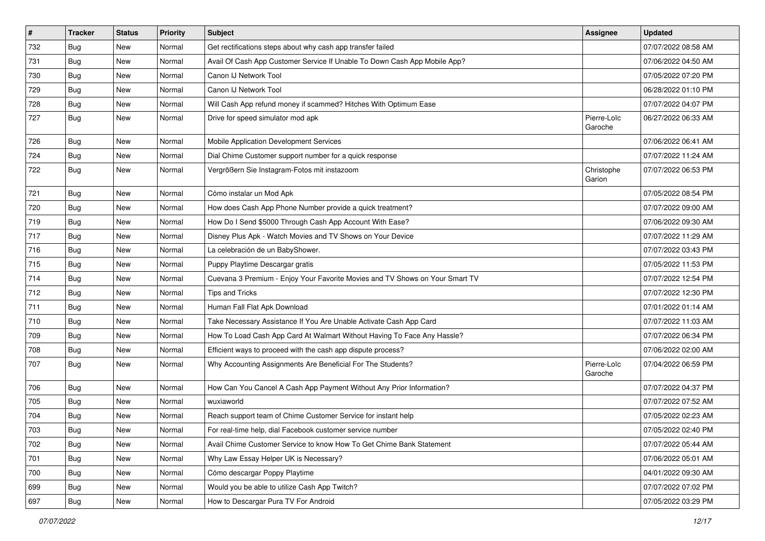| # | Tracker | Status | Priority | Subject | Assignee | Updated |
| --- | --- | --- | --- | --- | --- | --- |
| 732 | Bug | New | Normal | Get rectifications steps about why cash app transfer failed | | 07/07/2022 08:58 AM |
| 731 | Bug | New | Normal | Avail Of Cash App Customer Service If Unable To Down Cash App Mobile App? | | 07/06/2022 04:50 AM |
| 730 | Bug | New | Normal | Canon IJ Network Tool | | 07/05/2022 07:20 PM |
| 729 | Bug | New | Normal | Canon IJ Network Tool | | 06/28/2022 01:10 PM |
| 728 | Bug | New | Normal | Will Cash App refund money if scammed? Hitches With Optimum Ease | | 07/07/2022 04:07 PM |
| 727 | Bug | New | Normal | Drive for speed simulator mod apk | Pierre-Loïc Garoche | 06/27/2022 06:33 AM |
| 726 | Bug | New | Normal | Mobile Application Development Services | | 07/06/2022 06:41 AM |
| 724 | Bug | New | Normal | Dial Chime Customer support number for a quick response | | 07/07/2022 11:24 AM |
| 722 | Bug | New | Normal | Vergrößern Sie Instagram-Fotos mit instazoom | Christophe Garion | 07/07/2022 06:53 PM |
| 721 | Bug | New | Normal | Cómo instalar un Mod Apk | | 07/05/2022 08:54 PM |
| 720 | Bug | New | Normal | How does Cash App Phone Number provide a quick treatment? | | 07/07/2022 09:00 AM |
| 719 | Bug | New | Normal | How Do I Send $5000 Through Cash App Account With Ease? | | 07/06/2022 09:30 AM |
| 717 | Bug | New | Normal | Disney Plus Apk - Watch Movies and TV Shows on Your Device | | 07/07/2022 11:29 AM |
| 716 | Bug | New | Normal | La celebración de un BabyShower. | | 07/07/2022 03:43 PM |
| 715 | Bug | New | Normal | Puppy Playtime Descargar gratis | | 07/05/2022 11:53 PM |
| 714 | Bug | New | Normal | Cuevana 3 Premium - Enjoy Your Favorite Movies and TV Shows on Your Smart TV | | 07/07/2022 12:54 PM |
| 712 | Bug | New | Normal | Tips and Tricks | | 07/07/2022 12:30 PM |
| 711 | Bug | New | Normal | Human Fall Flat Apk Download | | 07/01/2022 01:14 AM |
| 710 | Bug | New | Normal | Take Necessary Assistance If You Are Unable Activate Cash App Card | | 07/07/2022 11:03 AM |
| 709 | Bug | New | Normal | How To Load Cash App Card At Walmart Without Having To Face Any Hassle? | | 07/07/2022 06:34 PM |
| 708 | Bug | New | Normal | Efficient ways to proceed with the cash app dispute process? | | 07/06/2022 02:00 AM |
| 707 | Bug | New | Normal | Why Accounting Assignments Are Beneficial For The Students? | Pierre-Loïc Garoche | 07/04/2022 06:59 PM |
| 706 | Bug | New | Normal | How Can You Cancel A Cash App Payment Without Any Prior Information? | | 07/07/2022 04:37 PM |
| 705 | Bug | New | Normal | wuxiaworld | | 07/07/2022 07:52 AM |
| 704 | Bug | New | Normal | Reach support team of Chime Customer Service for instant help | | 07/05/2022 02:23 AM |
| 703 | Bug | New | Normal | For real-time help, dial Facebook customer service number | | 07/05/2022 02:40 PM |
| 702 | Bug | New | Normal | Avail Chime Customer Service to know How To Get Chime Bank Statement | | 07/07/2022 05:44 AM |
| 701 | Bug | New | Normal | Why Law Essay Helper UK is Necessary? | | 07/06/2022 05:01 AM |
| 700 | Bug | New | Normal | Cómo descargar Poppy Playtime | | 04/01/2022 09:30 AM |
| 699 | Bug | New | Normal | Would you be able to utilize Cash App Twitch? | | 07/07/2022 07:02 PM |
| 697 | Bug | New | Normal | How to Descargar Pura TV For Android | | 07/05/2022 03:29 PM |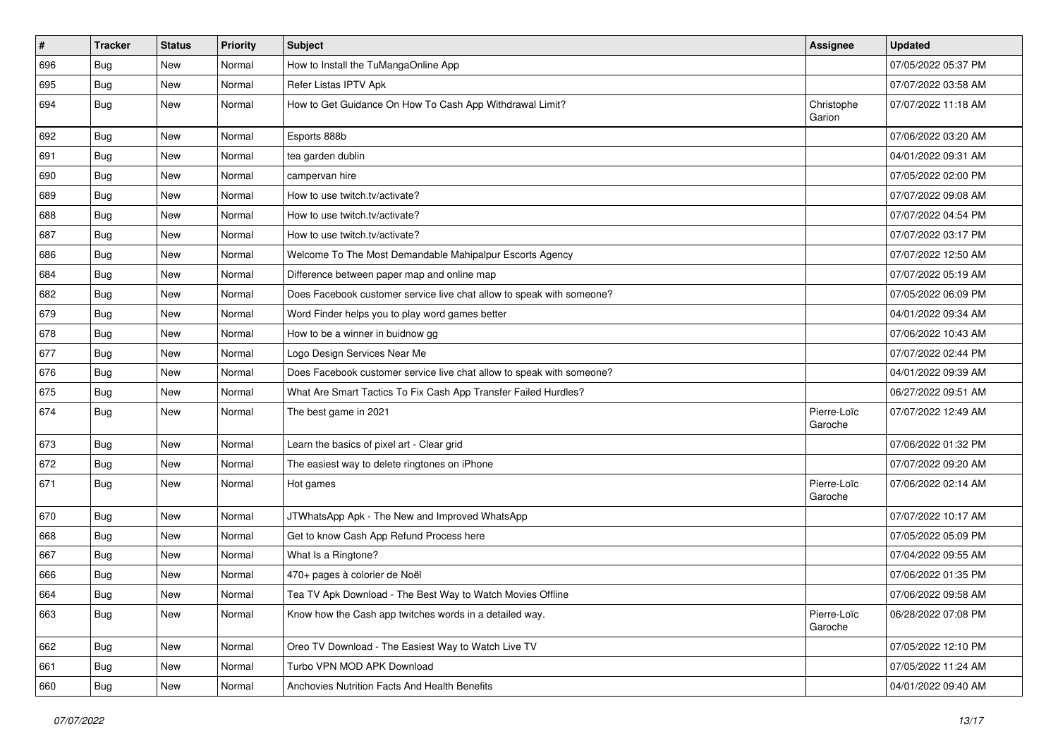| # | Tracker | Status | Priority | Subject | Assignee | Updated |
|---|---|---|---|---|---|---|
| 696 | Bug | New | Normal | How to Install the TuMangaOnline App | | 07/05/2022 05:37 PM |
| 695 | Bug | New | Normal | Refer Listas IPTV Apk | | 07/07/2022 03:58 AM |
| 694 | Bug | New | Normal | How to Get Guidance On How To Cash App Withdrawal Limit? | Christophe Garion | 07/07/2022 11:18 AM |
| 692 | Bug | New | Normal | Esports 888b | | 07/06/2022 03:20 AM |
| 691 | Bug | New | Normal | tea garden dublin | | 04/01/2022 09:31 AM |
| 690 | Bug | New | Normal | campervan hire | | 07/05/2022 02:00 PM |
| 689 | Bug | New | Normal | How to use twitch.tv/activate? | | 07/07/2022 09:08 AM |
| 688 | Bug | New | Normal | How to use twitch.tv/activate? | | 07/07/2022 04:54 PM |
| 687 | Bug | New | Normal | How to use twitch.tv/activate? | | 07/07/2022 03:17 PM |
| 686 | Bug | New | Normal | Welcome To The Most Demandable Mahipalpur Escorts Agency | | 07/07/2022 12:50 AM |
| 684 | Bug | New | Normal | Difference between paper map and online map | | 07/07/2022 05:19 AM |
| 682 | Bug | New | Normal | Does Facebook customer service live chat allow to speak with someone? | | 07/05/2022 06:09 PM |
| 679 | Bug | New | Normal | Word Finder helps you to play word games better | | 04/01/2022 09:34 AM |
| 678 | Bug | New | Normal | How to be a winner in buidnow gg | | 07/06/2022 10:43 AM |
| 677 | Bug | New | Normal | Logo Design Services Near Me | | 07/07/2022 02:44 PM |
| 676 | Bug | New | Normal | Does Facebook customer service live chat allow to speak with someone? | | 04/01/2022 09:39 AM |
| 675 | Bug | New | Normal | What Are Smart Tactics To Fix Cash App Transfer Failed Hurdles? | | 06/27/2022 09:51 AM |
| 674 | Bug | New | Normal | The best game in 2021 | Pierre-Loïc Garoche | 07/07/2022 12:49 AM |
| 673 | Bug | New | Normal | Learn the basics of pixel art - Clear grid | | 07/06/2022 01:32 PM |
| 672 | Bug | New | Normal | The easiest way to delete ringtones on iPhone | | 07/07/2022 09:20 AM |
| 671 | Bug | New | Normal | Hot games | Pierre-Loïc Garoche | 07/06/2022 02:14 AM |
| 670 | Bug | New | Normal | JTWhatsApp Apk - The New and Improved WhatsApp | | 07/07/2022 10:17 AM |
| 668 | Bug | New | Normal | Get to know Cash App Refund Process here | | 07/05/2022 05:09 PM |
| 667 | Bug | New | Normal | What Is a Ringtone? | | 07/04/2022 09:55 AM |
| 666 | Bug | New | Normal | 470+ pages à colorier de Noël | | 07/06/2022 01:35 PM |
| 664 | Bug | New | Normal | Tea TV Apk Download - The Best Way to Watch Movies Offline | | 07/06/2022 09:58 AM |
| 663 | Bug | New | Normal | Know how the Cash app twitches words in a detailed way. | Pierre-Loïc Garoche | 06/28/2022 07:08 PM |
| 662 | Bug | New | Normal | Oreo TV Download - The Easiest Way to Watch Live TV | | 07/05/2022 12:10 PM |
| 661 | Bug | New | Normal | Turbo VPN MOD APK Download | | 07/05/2022 11:24 AM |
| 660 | Bug | New | Normal | Anchovies Nutrition Facts And Health Benefits | | 04/01/2022 09:40 AM |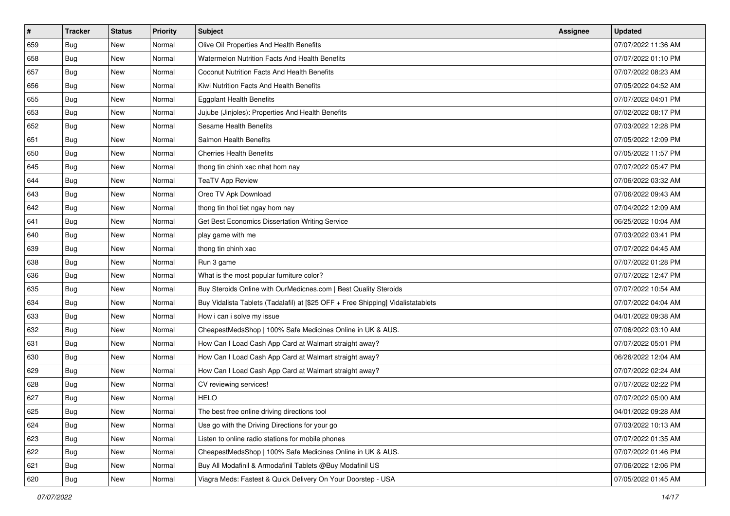| # | Tracker | Status | Priority | Subject | Assignee | Updated |
|---|---|---|---|---|---|---|
| 659 | Bug | New | Normal | Olive Oil Properties And Health Benefits | | 07/07/2022 11:36 AM |
| 658 | Bug | New | Normal | Watermelon Nutrition Facts And Health Benefits | | 07/07/2022 01:10 PM |
| 657 | Bug | New | Normal | Coconut Nutrition Facts And Health Benefits | | 07/07/2022 08:23 AM |
| 656 | Bug | New | Normal | Kiwi Nutrition Facts And Health Benefits | | 07/05/2022 04:52 AM |
| 655 | Bug | New | Normal | Eggplant Health Benefits | | 07/07/2022 04:01 PM |
| 653 | Bug | New | Normal | Jujube (Jinjoles): Properties And Health Benefits | | 07/02/2022 08:17 PM |
| 652 | Bug | New | Normal | Sesame Health Benefits | | 07/03/2022 12:28 PM |
| 651 | Bug | New | Normal | Salmon Health Benefits | | 07/05/2022 12:09 PM |
| 650 | Bug | New | Normal | Cherries Health Benefits | | 07/05/2022 11:57 PM |
| 645 | Bug | New | Normal | thong tin chinh xac nhat hom nay | | 07/07/2022 05:47 PM |
| 644 | Bug | New | Normal | TeaTV App Review | | 07/06/2022 03:32 AM |
| 643 | Bug | New | Normal | Oreo TV Apk Download | | 07/06/2022 09:43 AM |
| 642 | Bug | New | Normal | thong tin thoi tiet ngay hom nay | | 07/04/2022 12:09 AM |
| 641 | Bug | New | Normal | Get Best Economics Dissertation Writing Service | | 06/25/2022 10:04 AM |
| 640 | Bug | New | Normal | play game with me | | 07/03/2022 03:41 PM |
| 639 | Bug | New | Normal | thong tin chinh xac | | 07/07/2022 04:45 AM |
| 638 | Bug | New | Normal | Run 3 game | | 07/07/2022 01:28 PM |
| 636 | Bug | New | Normal | What is the most popular furniture color? | | 07/07/2022 12:47 PM |
| 635 | Bug | New | Normal | Buy Steroids Online with OurMedicnes.com \| Best Quality Steroids | | 07/07/2022 10:54 AM |
| 634 | Bug | New | Normal | Buy Vidalista Tablets (Tadalafil) at [$25 OFF + Free Shipping] Vidalistatablets | | 07/07/2022 04:04 AM |
| 633 | Bug | New | Normal | How i can i solve my issue | | 04/01/2022 09:38 AM |
| 632 | Bug | New | Normal | CheapestMedsShop \| 100% Safe Medicines Online in UK & AUS. | | 07/06/2022 03:10 AM |
| 631 | Bug | New | Normal | How Can I Load Cash App Card at Walmart straight away? | | 07/07/2022 05:01 PM |
| 630 | Bug | New | Normal | How Can I Load Cash App Card at Walmart straight away? | | 06/26/2022 12:04 AM |
| 629 | Bug | New | Normal | How Can I Load Cash App Card at Walmart straight away? | | 07/07/2022 02:24 AM |
| 628 | Bug | New | Normal | CV reviewing services! | | 07/07/2022 02:22 PM |
| 627 | Bug | New | Normal | HELO | | 07/07/2022 05:00 AM |
| 625 | Bug | New | Normal | The best free online driving directions tool | | 04/01/2022 09:28 AM |
| 624 | Bug | New | Normal | Use go with the Driving Directions for your go | | 07/03/2022 10:13 AM |
| 623 | Bug | New | Normal | Listen to online radio stations for mobile phones | | 07/07/2022 01:35 AM |
| 622 | Bug | New | Normal | CheapestMedsShop \| 100% Safe Medicines Online in UK & AUS. | | 07/07/2022 01:46 PM |
| 621 | Bug | New | Normal | Buy All Modafinil & Armodafinil Tablets @Buy Modafinil US | | 07/06/2022 12:06 PM |
| 620 | Bug | New | Normal | Viagra Meds: Fastest & Quick Delivery On Your Doorstep - USA | | 07/05/2022 01:45 AM |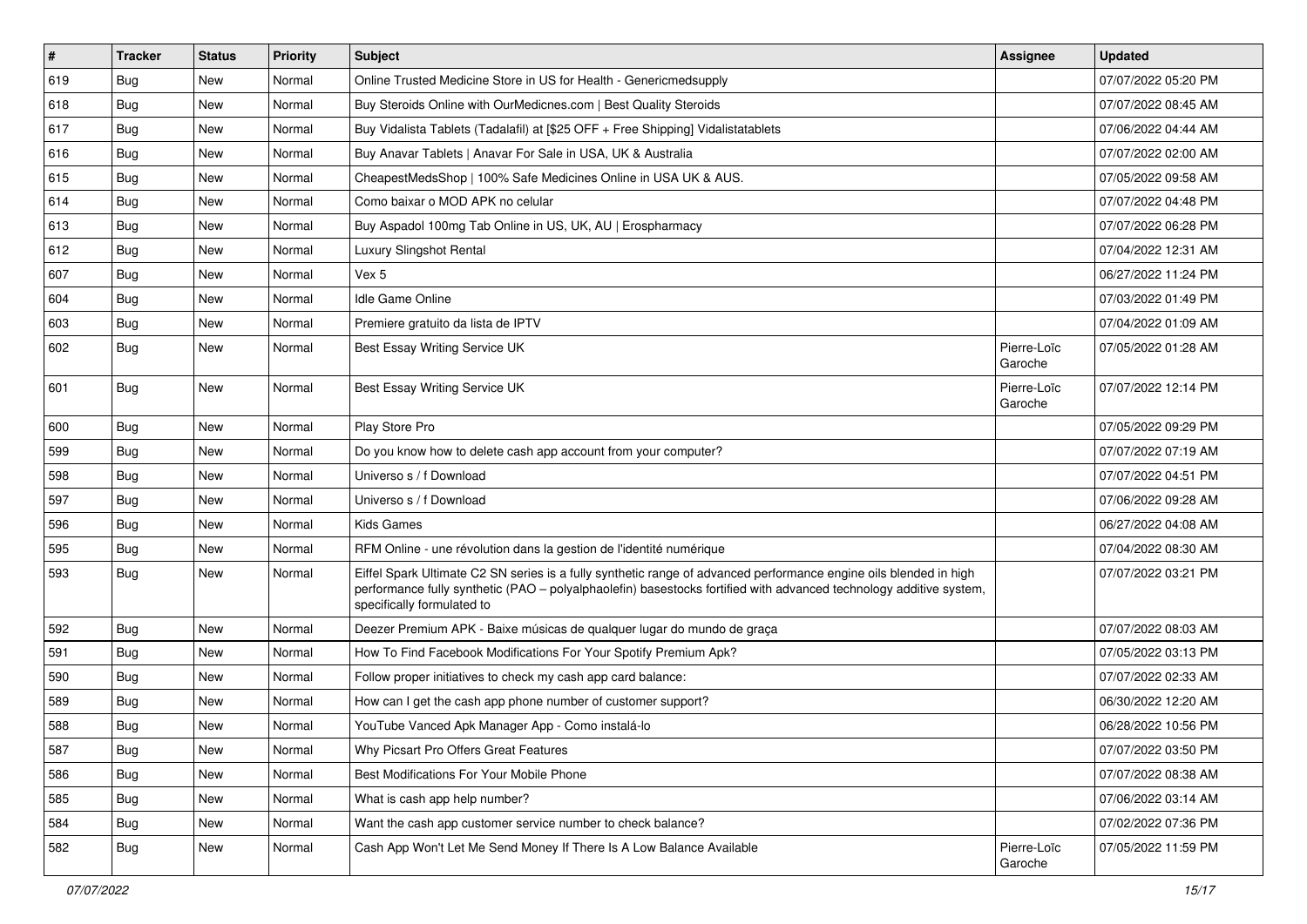| # | Tracker | Status | Priority | Subject | Assignee | Updated |
|---|---|---|---|---|---|---|
| 619 | Bug | New | Normal | Online Trusted Medicine Store in US for Health - Genericmedsupply | | 07/07/2022 05:20 PM |
| 618 | Bug | New | Normal | Buy Steroids Online with OurMedicnes.com &#124; Best Quality Steroids | | 07/07/2022 08:45 AM |
| 617 | Bug | New | Normal | Buy Vidalista Tablets (Tadalafil) at [$25 OFF + Free Shipping] Vidalistatablets | | 07/06/2022 04:44 AM |
| 616 | Bug | New | Normal | Buy Anavar Tablets &#124; Anavar For Sale in USA, UK & Australia | | 07/07/2022 02:00 AM |
| 615 | Bug | New | Normal | CheapestMedsShop &#124; 100% Safe Medicines Online in USA UK & AUS. | | 07/05/2022 09:58 AM |
| 614 | Bug | New | Normal | Como baixar o MOD APK no celular | | 07/07/2022 04:48 PM |
| 613 | Bug | New | Normal | Buy Aspadol 100mg Tab Online in US, UK, AU &#124; Erospharmacy | | 07/07/2022 06:28 PM |
| 612 | Bug | New | Normal | Luxury Slingshot Rental | | 07/04/2022 12:31 AM |
| 607 | Bug | New | Normal | Vex 5 | | 06/27/2022 11:24 PM |
| 604 | Bug | New | Normal | Idle Game Online | | 07/03/2022 01:49 PM |
| 603 | Bug | New | Normal | Premiere gratuito da lista de IPTV | | 07/04/2022 01:09 AM |
| 602 | Bug | New | Normal | Best Essay Writing Service UK | Pierre-Loïc Garoche | 07/05/2022 01:28 AM |
| 601 | Bug | New | Normal | Best Essay Writing Service UK | Pierre-Loïc Garoche | 07/07/2022 12:14 PM |
| 600 | Bug | New | Normal | Play Store Pro | | 07/05/2022 09:29 PM |
| 599 | Bug | New | Normal | Do you know how to delete cash app account from your computer? | | 07/07/2022 07:19 AM |
| 598 | Bug | New | Normal | Universo s / f Download | | 07/07/2022 04:51 PM |
| 597 | Bug | New | Normal | Universo s / f Download | | 07/06/2022 09:28 AM |
| 596 | Bug | New | Normal | Kids Games | | 06/27/2022 04:08 AM |
| 595 | Bug | New | Normal | RFM Online - une révolution dans la gestion de l'identité numérique | | 07/04/2022 08:30 AM |
| 593 | Bug | New | Normal | Eiffel Spark Ultimate C2 SN series is a fully synthetic range of advanced performance engine oils blended in high performance fully synthetic (PAO – polyalphaolefin) basestocks fortified with advanced technology additive system, specifically formulated to | | 07/07/2022 03:21 PM |
| 592 | Bug | New | Normal | Deezer Premium APK - Baixe músicas de qualquer lugar do mundo de graça | | 07/07/2022 08:03 AM |
| 591 | Bug | New | Normal | How To Find Facebook Modifications For Your Spotify Premium Apk? | | 07/05/2022 03:13 PM |
| 590 | Bug | New | Normal | Follow proper initiatives to check my cash app card balance: | | 07/07/2022 02:33 AM |
| 589 | Bug | New | Normal | How can I get the cash app phone number of customer support? | | 06/30/2022 12:20 AM |
| 588 | Bug | New | Normal | YouTube Vanced Apk Manager App - Como instalá-lo | | 06/28/2022 10:56 PM |
| 587 | Bug | New | Normal | Why Picsart Pro Offers Great Features | | 07/07/2022 03:50 PM |
| 586 | Bug | New | Normal | Best Modifications For Your Mobile Phone | | 07/07/2022 08:38 AM |
| 585 | Bug | New | Normal | What is cash app help number? | | 07/06/2022 03:14 AM |
| 584 | Bug | New | Normal | Want the cash app customer service number to check balance? | | 07/02/2022 07:36 PM |
| 582 | Bug | New | Normal | Cash App Won't Let Me Send Money If There Is A Low Balance Available | Pierre-Loïc Garoche | 07/05/2022 11:59 PM |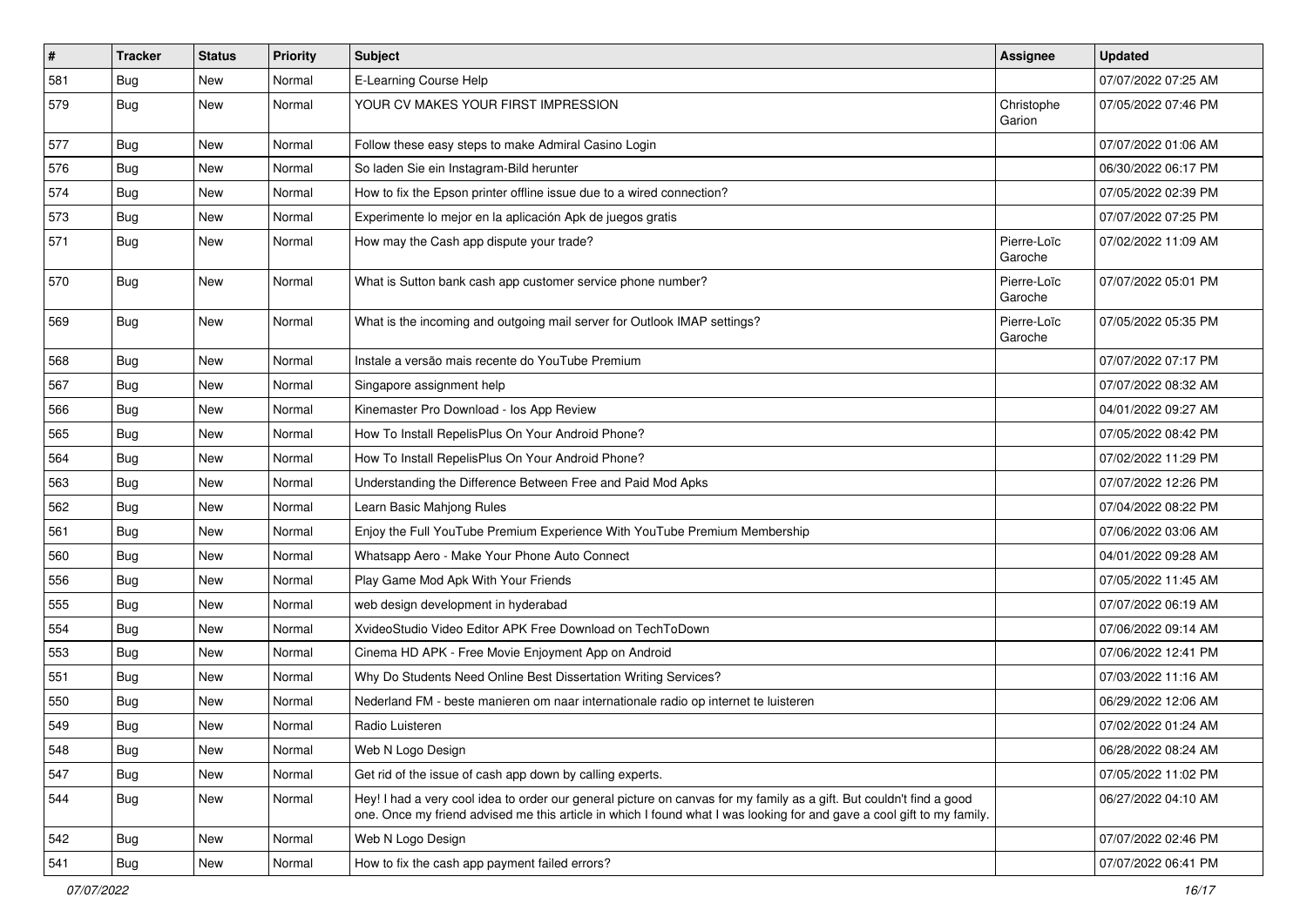| # | Tracker | Status | Priority | Subject | Assignee | Updated |
|---|---|---|---|---|---|---|
| 581 | Bug | New | Normal | E-Learning Course Help | | 07/07/2022 07:25 AM |
| 579 | Bug | New | Normal | YOUR CV MAKES YOUR FIRST IMPRESSION | Christophe Garion | 07/05/2022 07:46 PM |
| 577 | Bug | New | Normal | Follow these easy steps to make Admiral Casino Login | | 07/07/2022 01:06 AM |
| 576 | Bug | New | Normal | So laden Sie ein Instagram-Bild herunter | | 06/30/2022 06:17 PM |
| 574 | Bug | New | Normal | How to fix the Epson printer offline issue due to a wired connection? | | 07/05/2022 02:39 PM |
| 573 | Bug | New | Normal | Experimente lo mejor en la aplicación Apk de juegos gratis | | 07/07/2022 07:25 PM |
| 571 | Bug | New | Normal | How may the Cash app dispute your trade? | Pierre-Loïc Garoche | 07/02/2022 11:09 AM |
| 570 | Bug | New | Normal | What is Sutton bank cash app customer service phone number? | Pierre-Loïc Garoche | 07/07/2022 05:01 PM |
| 569 | Bug | New | Normal | What is the incoming and outgoing mail server for Outlook IMAP settings? | Pierre-Loïc Garoche | 07/05/2022 05:35 PM |
| 568 | Bug | New | Normal | Instale a versão mais recente do YouTube Premium | | 07/07/2022 07:17 PM |
| 567 | Bug | New | Normal | Singapore assignment help | | 07/07/2022 08:32 AM |
| 566 | Bug | New | Normal | Kinemaster Pro Download - Ios App Review | | 04/01/2022 09:27 AM |
| 565 | Bug | New | Normal | How To Install RepelisPlus On Your Android Phone? | | 07/05/2022 08:42 PM |
| 564 | Bug | New | Normal | How To Install RepelisPlus On Your Android Phone? | | 07/02/2022 11:29 PM |
| 563 | Bug | New | Normal | Understanding the Difference Between Free and Paid Mod Apks | | 07/07/2022 12:26 PM |
| 562 | Bug | New | Normal | Learn Basic Mahjong Rules | | 07/04/2022 08:22 PM |
| 561 | Bug | New | Normal | Enjoy the Full YouTube Premium Experience With YouTube Premium Membership | | 07/06/2022 03:06 AM |
| 560 | Bug | New | Normal | Whatsapp Aero - Make Your Phone Auto Connect | | 04/01/2022 09:28 AM |
| 556 | Bug | New | Normal | Play Game Mod Apk With Your Friends | | 07/05/2022 11:45 AM |
| 555 | Bug | New | Normal | web design development in hyderabad | | 07/07/2022 06:19 AM |
| 554 | Bug | New | Normal | XvideoStudio Video Editor APK Free Download on TechToDown | | 07/06/2022 09:14 AM |
| 553 | Bug | New | Normal | Cinema HD APK - Free Movie Enjoyment App on Android | | 07/06/2022 12:41 PM |
| 551 | Bug | New | Normal | Why Do Students Need Online Best Dissertation Writing Services? | | 07/03/2022 11:16 AM |
| 550 | Bug | New | Normal | Nederland FM - beste manieren om naar internationale radio op internet te luisteren | | 06/29/2022 12:06 AM |
| 549 | Bug | New | Normal | Radio Luisteren | | 07/02/2022 01:24 AM |
| 548 | Bug | New | Normal | Web N Logo Design | | 06/28/2022 08:24 AM |
| 547 | Bug | New | Normal | Get rid of the issue of cash app down by calling experts. | | 07/05/2022 11:02 PM |
| 544 | Bug | New | Normal | Hey! I had a very cool idea to order our general picture on canvas for my family as a gift. But couldn't find a good one. Once my friend advised me this article in which I found what I was looking for and gave a cool gift to my family. | | 06/27/2022 04:10 AM |
| 542 | Bug | New | Normal | Web N Logo Design | | 07/07/2022 02:46 PM |
| 541 | Bug | New | Normal | How to fix the cash app payment failed errors? | | 07/07/2022 06:41 PM |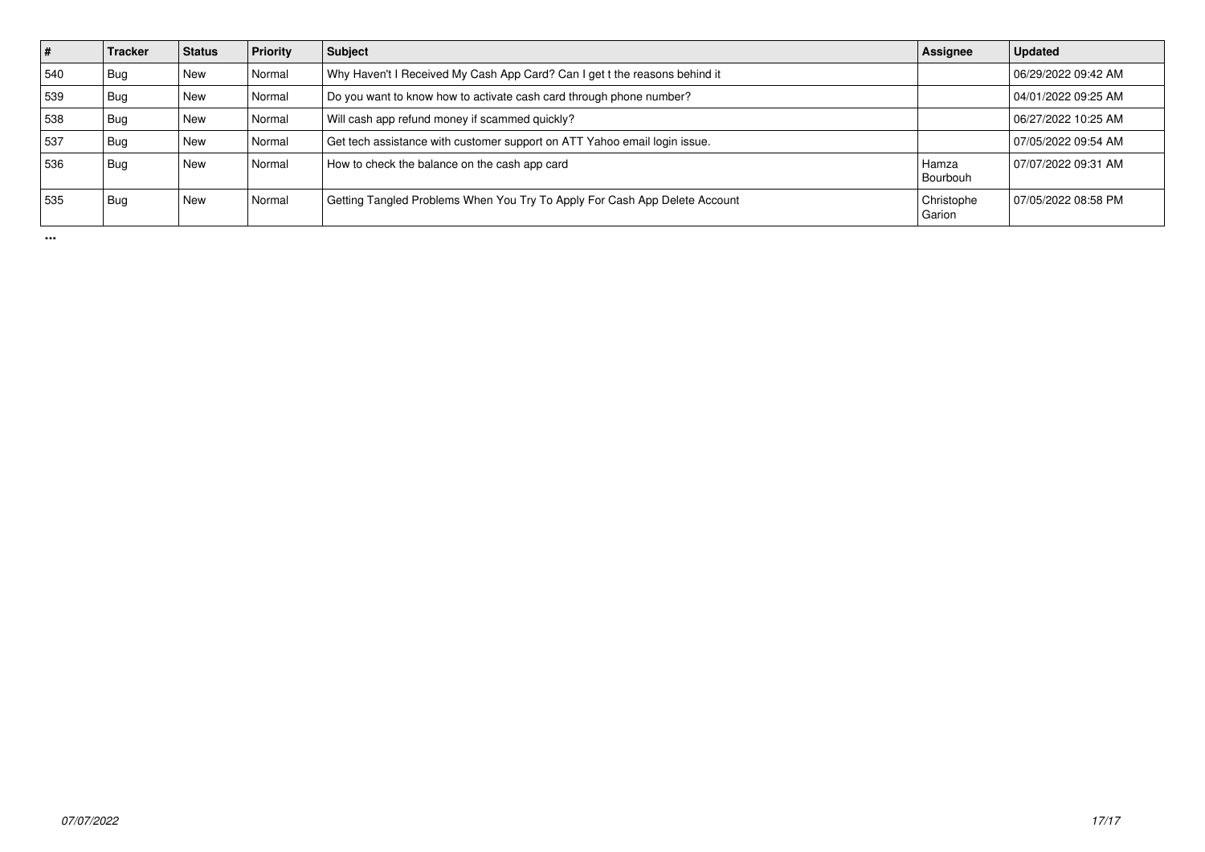| # | Tracker | Status | Priority | Subject | Assignee | Updated |
|---|---|---|---|---|---|---|
| 540 | Bug | New | Normal | Why Haven't I Received My Cash App Card? Can I get t the reasons behind it | | 06/29/2022 09:42 AM |
| 539 | Bug | New | Normal | Do you want to know how to activate cash card through phone number? | | 04/01/2022 09:25 AM |
| 538 | Bug | New | Normal | Will cash app refund money if scammed quickly? | | 06/27/2022 10:25 AM |
| 537 | Bug | New | Normal | Get tech assistance with customer support on ATT Yahoo email login issue. | | 07/05/2022 09:54 AM |
| 536 | Bug | New | Normal | How to check the balance on the cash app card | Hamza Bourbouh | 07/07/2022 09:31 AM |
| 535 | Bug | New | Normal | Getting Tangled Problems When You Try To Apply For Cash App Delete Account | Christophe Garion | 07/05/2022 08:58 PM |

...